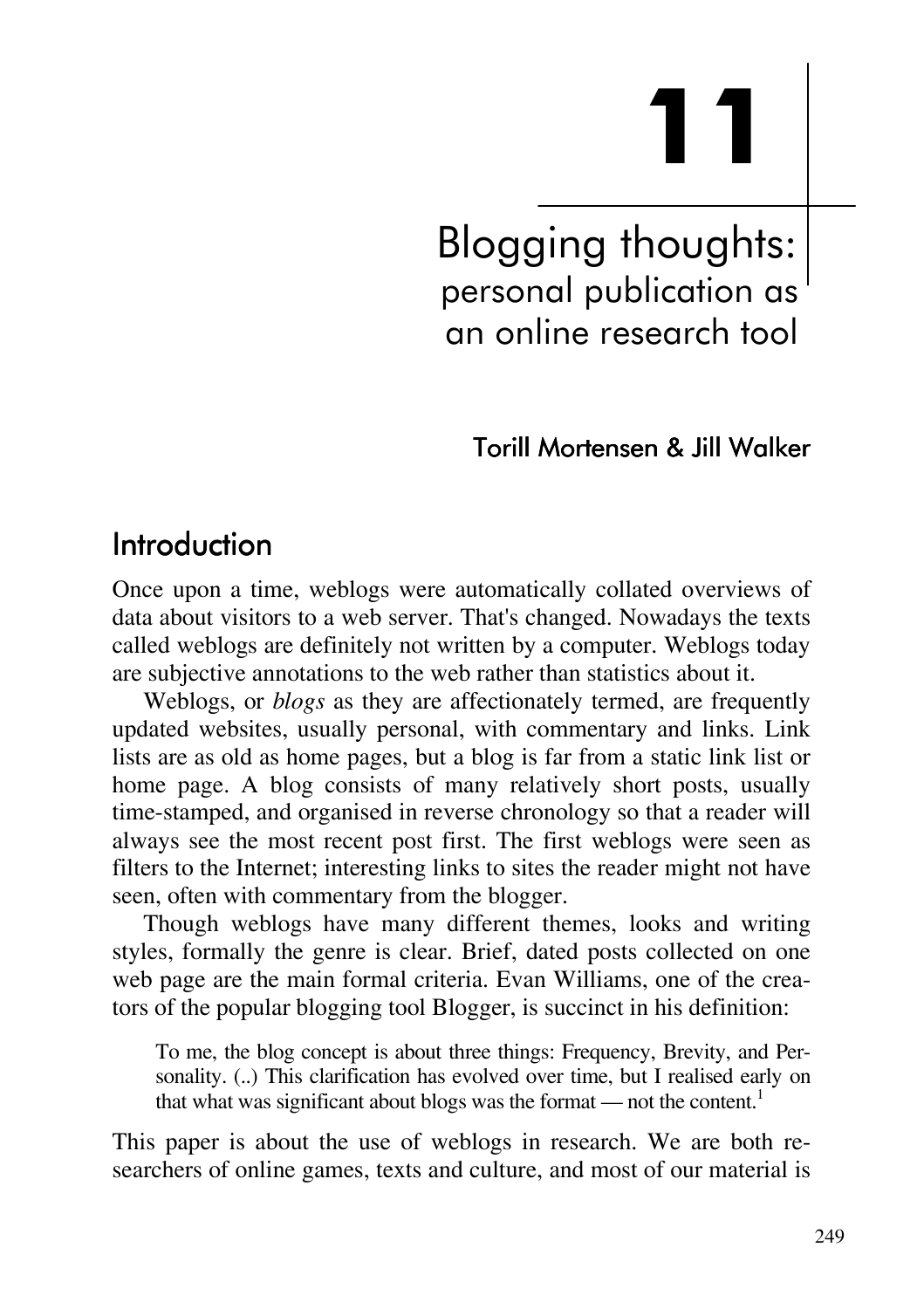# 11

# Blogging thoughts: personal publication as an online research tool

**Torill Mortensen & Jill Walker**

## Introduction

Once upon a time, weblogs were automatically collated overviews of data about visitors to a web server. That's changed. Nowadays the texts called weblogs are definitely not written by a computer. Weblogs today are subjective annotations to the web rather than statistics about it.

Weblogs, or *blogs* as they are affectionately termed, are frequently updated websites, usually personal, with commentary and links. Link lists are as old as home pages, but a blog is far from a static link list or home page. A blog consists of many relatively short posts, usually time-stamped, and organised in reverse chronology so that a reader will always see the most recent post first. The first weblogs were seen as filters to the Internet; interesting links to sites the reader might not have seen, often with commentary from the blogger.

Though weblogs have many different themes, looks and writing styles, formally the genre is clear. Brief, dated posts collected on one web page are the main formal criteria. Evan Williams, one of the creators of the popular blogging tool Blogger, is succinct in his definition:

> To me, the blog concept is about three things: Frequency, Brevity, and Personality. (..) This clarification has evolved over time, but I realised early on that what was significant about blogs was the format — not the content.[1]

This paper is about the use of weblogs in research. We are both researchers of online games, texts and culture, and most of our material is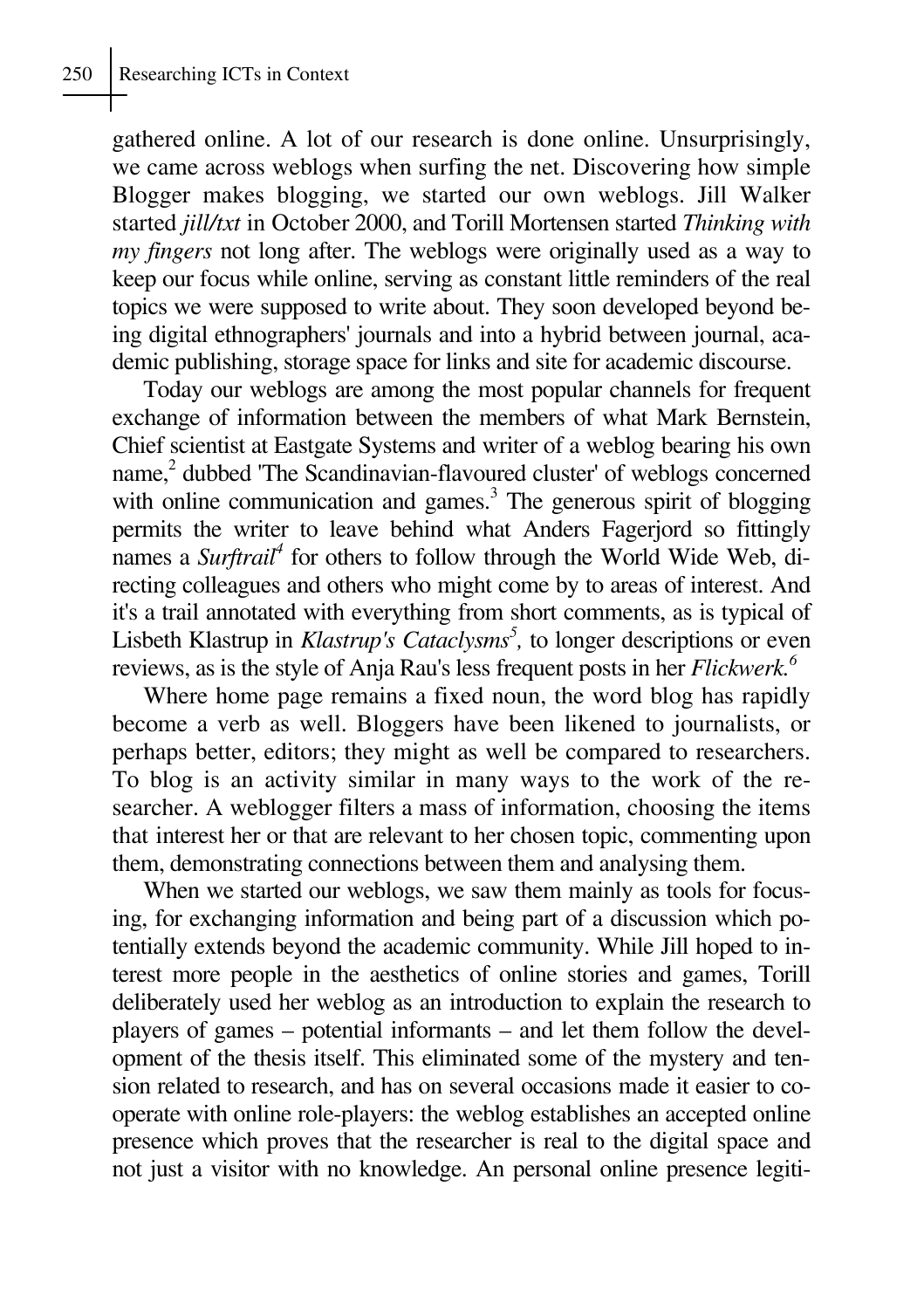gathered online. A lot of our research is done online. Unsurprisingly, we came across weblogs when surfing the net. Discovering how simple Blogger makes blogging, we started our own weblogs. Jill Walker started *jill/txt* in October 2000, and Torill Mortensen started *Thinking with my fingers* not long after. The weblogs were originally used as a way to keep our focus while online, serving as constant little reminders of the real topics we were supposed to write about. They soon developed beyond being digital ethnographers' journals and into a hybrid between journal, academic publishing, storage space for links and site for academic discourse.

Today our weblogs are among the most popular channels for frequent exchange of information between the members of what Mark Bernstein, Chief scientist at Eastgate Systems and writer of a weblog bearing his own name,[2] dubbed 'The Scandinavian-flavoured cluster' of weblogs concerned with online communication and games.[3] The generous spirit of blogging permits the writer to leave behind what Anders Fagerjord so fittingly names a *Surftrail*[4] for others to follow through the World Wide Web, directing colleagues and others who might come by to areas of interest. And it's a trail annotated with everything from short comments, as is typical of Lisbeth Klastrup in *Klastrup's Cataclysms*[5], to longer descriptions or even reviews, as is the style of Anja Rau's less frequent posts in her *Flickwerk.*[6]

Where home page remains a fixed noun, the word blog has rapidly become a verb as well. Bloggers have been likened to journalists, or perhaps better, editors; they might as well be compared to researchers. To blog is an activity similar in many ways to the work of the researcher. A weblogger filters a mass of information, choosing the items that interest her or that are relevant to her chosen topic, commenting upon them, demonstrating connections between them and analysing them.

When we started our weblogs, we saw them mainly as tools for focusing, for exchanging information and being part of a discussion which potentially extends beyond the academic community. While Jill hoped to interest more people in the aesthetics of online stories and games, Torill deliberately used her weblog as an introduction to explain the research to players of games – potential informants – and let them follow the development of the thesis itself. This eliminated some of the mystery and tension related to research, and has on several occasions made it easier to cooperate with online role-players: the weblog establishes an accepted online presence which proves that the researcher is real to the digital space and not just a visitor with no knowledge. An personal online presence legiti-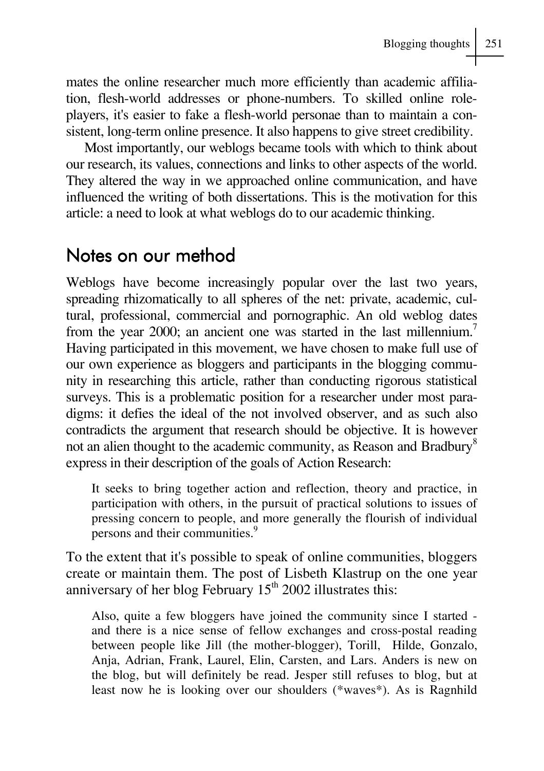mates the online researcher much more efficiently than academic affiliation, flesh-world addresses or phone-numbers. To skilled online role-players, it's easier to fake a flesh-world personae than to maintain a consistent, long-term online presence. It also happens to give street credibility.

Most importantly, our weblogs became tools with which to think about our research, its values, connections and links to other aspects of the world. They altered the way in we approached online communication, and have influenced the writing of both dissertations. This is the motivation for this article: a need to look at what weblogs do to our academic thinking.

## Notes on our method

Weblogs have become increasingly popular over the last two years, spreading rhizomatically to all spheres of the net: private, academic, cultural, professional, commercial and pornographic. An old weblog dates from the year 2000; an ancient one was started in the last millennium.[7] Having participated in this movement, we have chosen to make full use of our own experience as bloggers and participants in the blogging community in researching this article, rather than conducting rigorous statistical surveys. This is a problematic position for a researcher under most paradigms: it defies the ideal of the not involved observer, and as such also contradicts the argument that research should be objective. It is however not an alien thought to the academic community, as Reason and Bradbury[8] express in their description of the goals of Action Research:

> It seeks to bring together action and reflection, theory and practice, in participation with others, in the pursuit of practical solutions to issues of pressing concern to people, and more generally the flourish of individual persons and their communities.[9]

To the extent that it's possible to speak of online communities, bloggers create or maintain them. The post of Lisbeth Klastrup on the one year anniversary of her blog February 15th 2002 illustrates this:

> Also, quite a few bloggers have joined the community since I started - and there is a nice sense of fellow exchanges and cross-postal reading between people like Jill (the mother-blogger), Torill, Hilde, Gonzalo, Anja, Adrian, Frank, Laurel, Elin, Carsten, and Lars. Anders is new on the blog, but will definitely be read. Jesper still refuses to blog, but at least now he is looking over our shoulders (*waves*). As is Ragnhild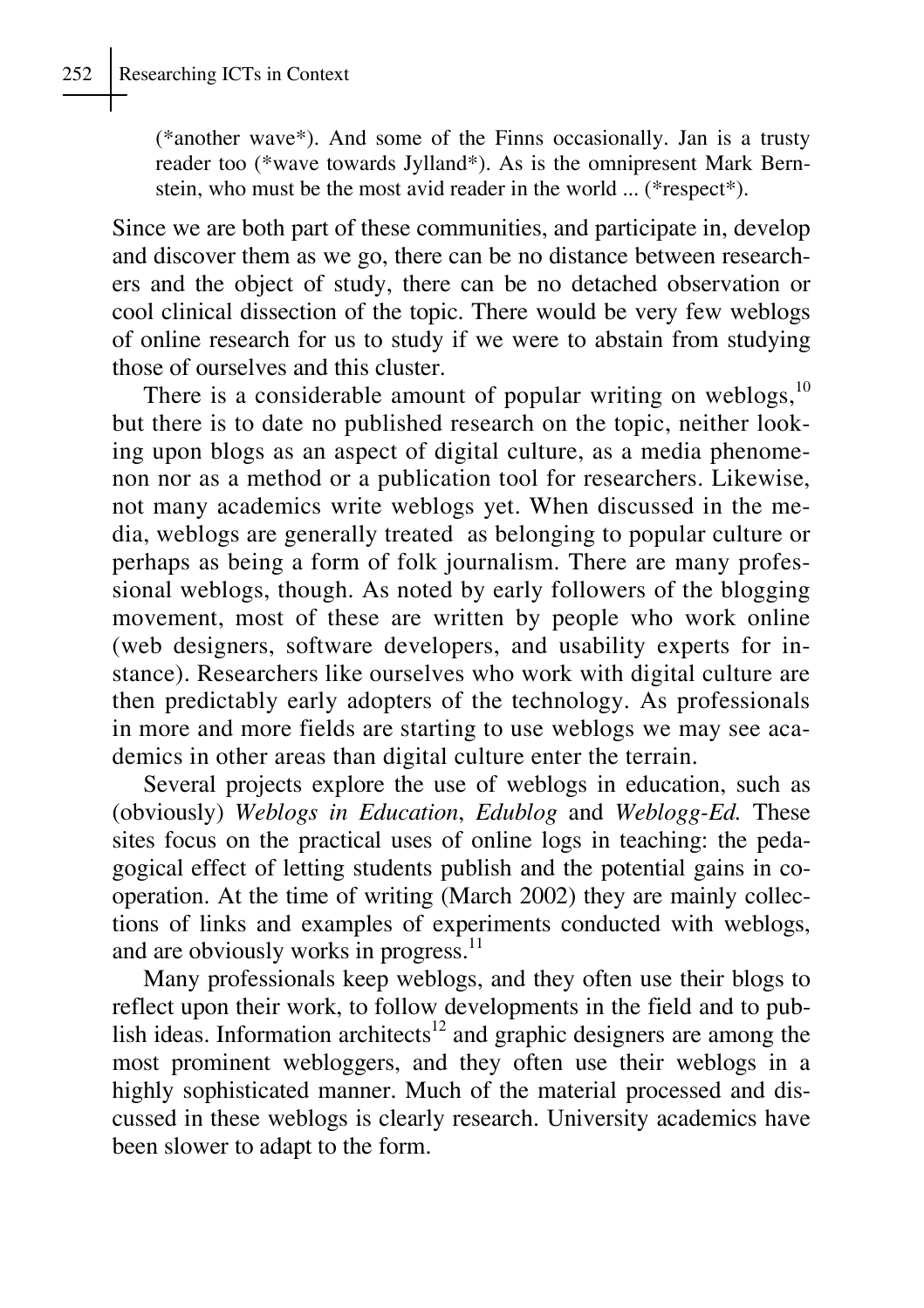> (*another wave*). And some of the Finns occasionally. Jan is a trusty reader too (*wave towards Jylland*). As is the omnipresent Mark Bernstein, who must be the most avid reader in the world ... (*respect*).

Since we are both part of these communities, and participate in, develop and discover them as we go, there can be no distance between researchers and the object of study, there can be no detached observation or cool clinical dissection of the topic. There would be very few weblogs of online research for us to study if we were to abstain from studying those of ourselves and this cluster.

There is a considerable amount of popular writing on weblogs,[10] but there is to date no published research on the topic, neither looking upon blogs as an aspect of digital culture, as a media phenomenon nor as a method or a publication tool for researchers. Likewise, not many academics write weblogs yet. When discussed in the media, weblogs are generally treated as belonging to popular culture or perhaps as being a form of folk journalism. There are many professional weblogs, though. As noted by early followers of the blogging movement, most of these are written by people who work online (web designers, software developers, and usability experts for instance). Researchers like ourselves who work with digital culture are then predictably early adopters of the technology. As professionals in more and more fields are starting to use weblogs we may see academics in other areas than digital culture enter the terrain.

Several projects explore the use of weblogs in education, such as (obviously) *Weblogs in Education*, *Edublog* and *Weblogg-Ed.* These sites focus on the practical uses of online logs in teaching: the pedagogical effect of letting students publish and the potential gains in cooperation. At the time of writing (March 2002) they are mainly collections of links and examples of experiments conducted with weblogs, and are obviously works in progress.[11]

Many professionals keep weblogs, and they often use their blogs to reflect upon their work, to follow developments in the field and to publish ideas. Information architects[12] and graphic designers are among the most prominent webloggers, and they often use their weblogs in a highly sophisticated manner. Much of the material processed and discussed in these weblogs is clearly research. University academics have been slower to adapt to the form.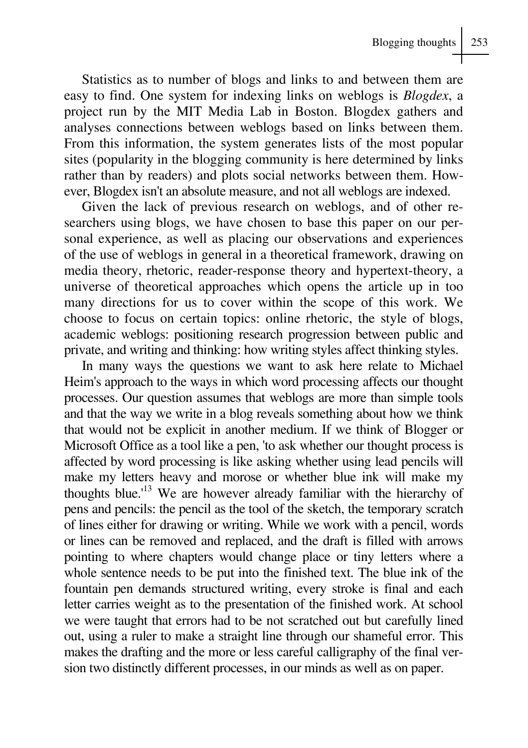Statistics as to number of blogs and links to and between them are easy to find. One system for indexing links on weblogs is *Blogdex*, a project run by the MIT Media Lab in Boston. Blogdex gathers and analyses connections between weblogs based on links between them. From this information, the system generates lists of the most popular sites (popularity in the blogging community is here determined by links rather than by readers) and plots social networks between them. However, Blogdex isn't an absolute measure, and not all weblogs are indexed.

Given the lack of previous research on weblogs, and of other researchers using blogs, we have chosen to base this paper on our personal experience, as well as placing our observations and experiences of the use of weblogs in general in a theoretical framework, drawing on media theory, rhetoric, reader-response theory and hypertext-theory, a universe of theoretical approaches which opens the article up in too many directions for us to cover within the scope of this work. We choose to focus on certain topics: online rhetoric, the style of blogs, academic weblogs: positioning research progression between public and private, and writing and thinking: how writing styles affect thinking styles.

In many ways the questions we want to ask here relate to Michael Heim's approach to the ways in which word processing affects our thought processes. Our question assumes that weblogs are more than simple tools and that the way we write in a blog reveals something about how we think that would not be explicit in another medium. If we think of Blogger or Microsoft Office as a tool like a pen, 'to ask whether our thought process is affected by word processing is like asking whether using lead pencils will make my letters heavy and morose or whether blue ink will make my thoughts blue.'[13] We are however already familiar with the hierarchy of pens and pencils: the pencil as the tool of the sketch, the temporary scratch of lines either for drawing or writing. While we work with a pencil, words or lines can be removed and replaced, and the draft is filled with arrows pointing to where chapters would change place or tiny letters where a whole sentence needs to be put into the finished text. The blue ink of the fountain pen demands structured writing, every stroke is final and each letter carries weight as to the presentation of the finished work. At school we were taught that errors had to be not scratched out but carefully lined out, using a ruler to make a straight line through our shameful error. This makes the drafting and the more or less careful calligraphy of the final version two distinctly different processes, in our minds as well as on paper.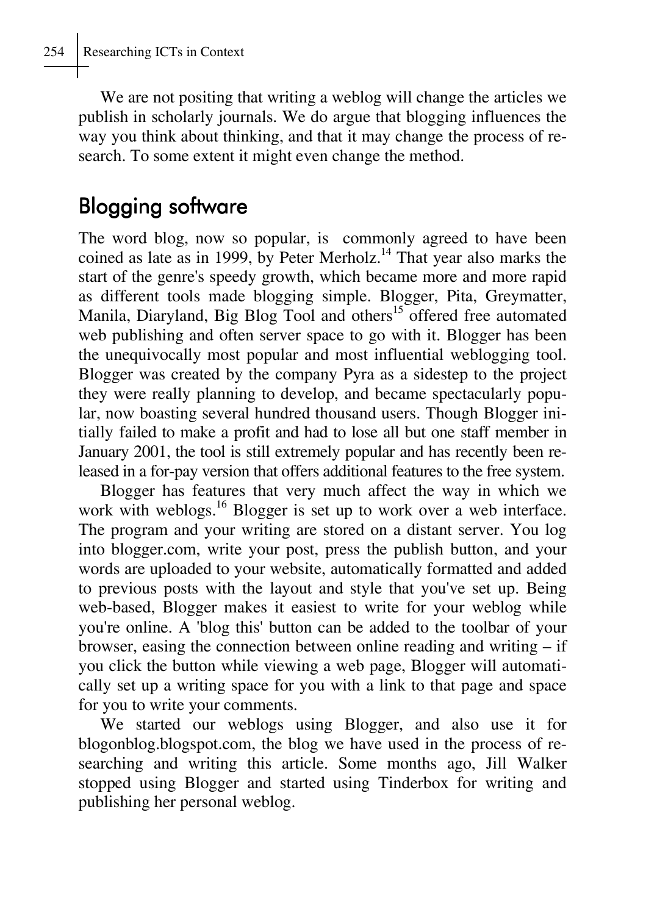We are not positing that writing a weblog will change the articles we publish in scholarly journals. We do argue that blogging influences the way you think about thinking, and that it may change the process of research. To some extent it might even change the method.

## Blogging software

The word blog, now so popular, is commonly agreed to have been coined as late as in 1999, by Peter Merholz.[14] That year also marks the start of the genre's speedy growth, which became more and more rapid as different tools made blogging simple. Blogger, Pita, Greymatter, Manila, Diaryland, Big Blog Tool and others[15] offered free automated web publishing and often server space to go with it. Blogger has been the unequivocally most popular and most influential weblogging tool. Blogger was created by the company Pyra as a sidestep to the project they were really planning to develop, and became spectacularly popular, now boasting several hundred thousand users. Though Blogger initially failed to make a profit and had to lose all but one staff member in January 2001, the tool is still extremely popular and has recently been released in a for-pay version that offers additional features to the free system.

Blogger has features that very much affect the way in which we work with weblogs.[16] Blogger is set up to work over a web interface. The program and your writing are stored on a distant server. You log into blogger.com, write your post, press the publish button, and your words are uploaded to your website, automatically formatted and added to previous posts with the layout and style that you've set up. Being web-based, Blogger makes it easiest to write for your weblog while you're online. A 'blog this' button can be added to the toolbar of your browser, easing the connection between online reading and writing – if you click the button while viewing a web page, Blogger will automatically set up a writing space for you with a link to that page and space for you to write your comments.

We started our weblogs using Blogger, and also use it for blogonblog.blogspot.com, the blog we have used in the process of researching and writing this article. Some months ago, Jill Walker stopped using Blogger and started using Tinderbox for writing and publishing her personal weblog.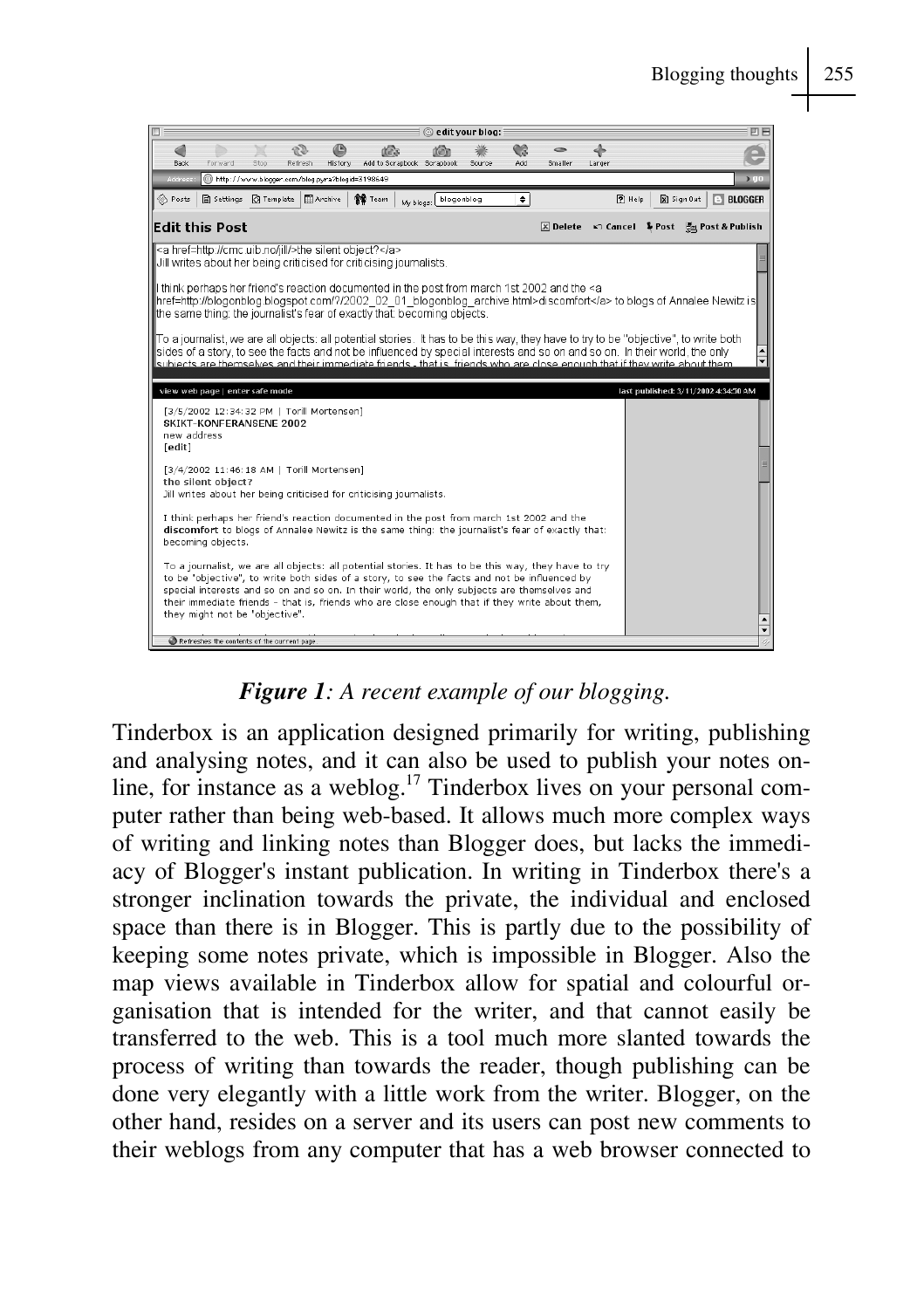*Figure 1: A recent example of our blogging.*

Tinderbox is an application designed primarily for writing, publishing and analysing notes, and it can also be used to publish your notes online, for instance as a weblog.[17] Tinderbox lives on your personal computer rather than being web-based. It allows much more complex ways of writing and linking notes than Blogger does, but lacks the immediacy of Blogger's instant publication. In writing in Tinderbox there's a stronger inclination towards the private, the individual and enclosed space than there is in Blogger. This is partly due to the possibility of keeping some notes private, which is impossible in Blogger. Also the map views available in Tinderbox allow for spatial and colourful organisation that is intended for the writer, and that cannot easily be transferred to the web. This is a tool much more slanted towards the process of writing than towards the reader, though publishing can be done very elegantly with a little work from the writer. Blogger, on the other hand, resides on a server and its users can post new comments to their weblogs from any computer that has a web browser connected to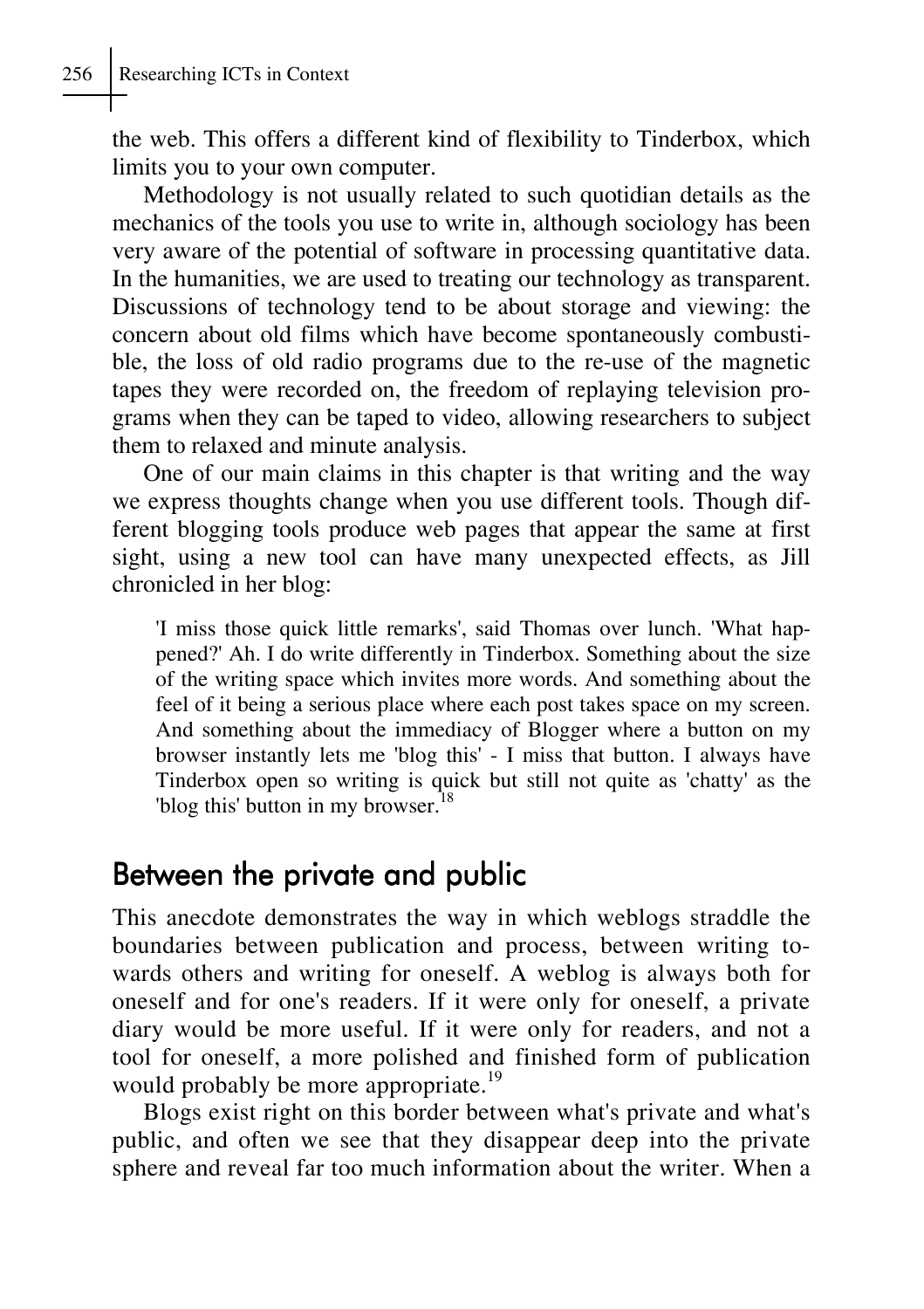the web. This offers a different kind of flexibility to Tinderbox, which limits you to your own computer.

Methodology is not usually related to such quotidian details as the mechanics of the tools you use to write in, although sociology has been very aware of the potential of software in processing quantitative data. In the humanities, we are used to treating our technology as transparent. Discussions of technology tend to be about storage and viewing: the concern about old films which have become spontaneously combustible, the loss of old radio programs due to the re-use of the magnetic tapes they were recorded on, the freedom of replaying television programs when they can be taped to video, allowing researchers to subject them to relaxed and minute analysis.

One of our main claims in this chapter is that writing and the way we express thoughts change when you use different tools. Though different blogging tools produce web pages that appear the same at first sight, using a new tool can have many unexpected effects, as Jill chronicled in her blog:

> 'I miss those quick little remarks', said Thomas over lunch. 'What happened?' Ah. I do write differently in Tinderbox. Something about the size of the writing space which invites more words. And something about the feel of it being a serious place where each post takes space on my screen. And something about the immediacy of Blogger where a button on my browser instantly lets me 'blog this' - I miss that button. I always have Tinderbox open so writing is quick but still not quite as 'chatty' as the 'blog this' button in my browser.[18]

## Between the private and public

This anecdote demonstrates the way in which weblogs straddle the boundaries between publication and process, between writing towards others and writing for oneself. A weblog is always both for oneself and for one's readers. If it were only for oneself, a private diary would be more useful. If it were only for readers, and not a tool for oneself, a more polished and finished form of publication would probably be more appropriate.[19]

Blogs exist right on this border between what's private and what's public, and often we see that they disappear deep into the private sphere and reveal far too much information about the writer. When a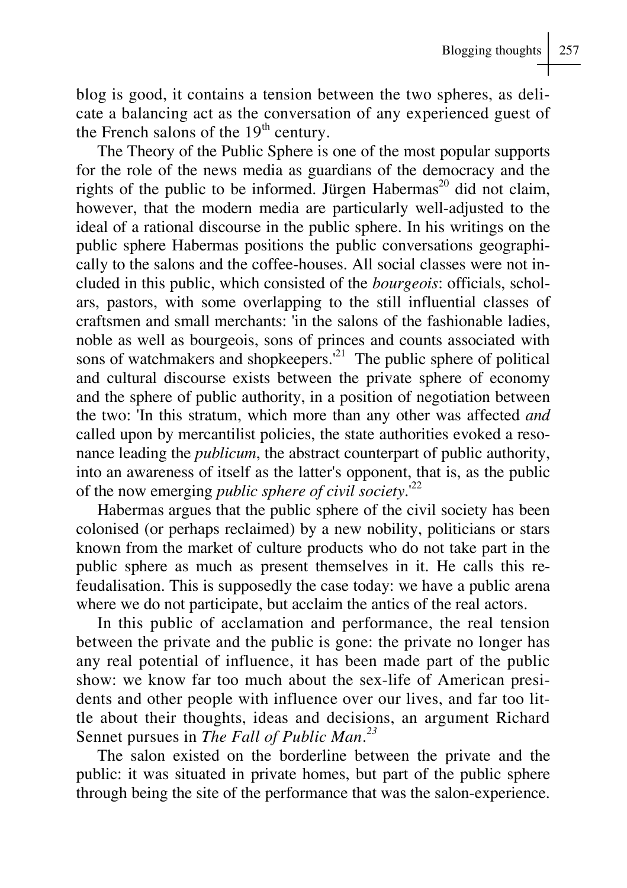blog is good, it contains a tension between the two spheres, as delicate a balancing act as the conversation of any experienced guest of the French salons of the 19th century.

The Theory of the Public Sphere is one of the most popular supports for the role of the news media as guardians of the democracy and the rights of the public to be informed. Jürgen Habermas[20] did not claim, however, that the modern media are particularly well-adjusted to the ideal of a rational discourse in the public sphere. In his writings on the public sphere Habermas positions the public conversations geographically to the salons and the coffee-houses. All social classes were not included in this public, which consisted of the *bourgeois*: officials, scholars, pastors, with some overlapping to the still influential classes of craftsmen and small merchants: 'in the salons of the fashionable ladies, noble as well as bourgeois, sons of princes and counts associated with sons of watchmakers and shopkeepers.'[21] The public sphere of political and cultural discourse exists between the private sphere of economy and the sphere of public authority, in a position of negotiation between the two: 'In this stratum, which more than any other was affected *and* called upon by mercantilist policies, the state authorities evoked a resonance leading the *publicum*, the abstract counterpart of public authority, into an awareness of itself as the latter's opponent, that is, as the public of the now emerging *public sphere of civil society*.'[22]

Habermas argues that the public sphere of the civil society has been colonised (or perhaps reclaimed) by a new nobility, politicians or stars known from the market of culture products who do not take part in the public sphere as much as present themselves in it. He calls this refeudalisation. This is supposedly the case today: we have a public arena where we do not participate, but acclaim the antics of the real actors.

In this public of acclamation and performance, the real tension between the private and the public is gone: the private no longer has any real potential of influence, it has been made part of the public show: we know far too much about the sex-life of American presidents and other people with influence over our lives, and far too little about their thoughts, ideas and decisions, an argument Richard Sennet pursues in *The Fall of Public Man*.[23]

The salon existed on the borderline between the private and the public: it was situated in private homes, but part of the public sphere through being the site of the performance that was the salon-experience.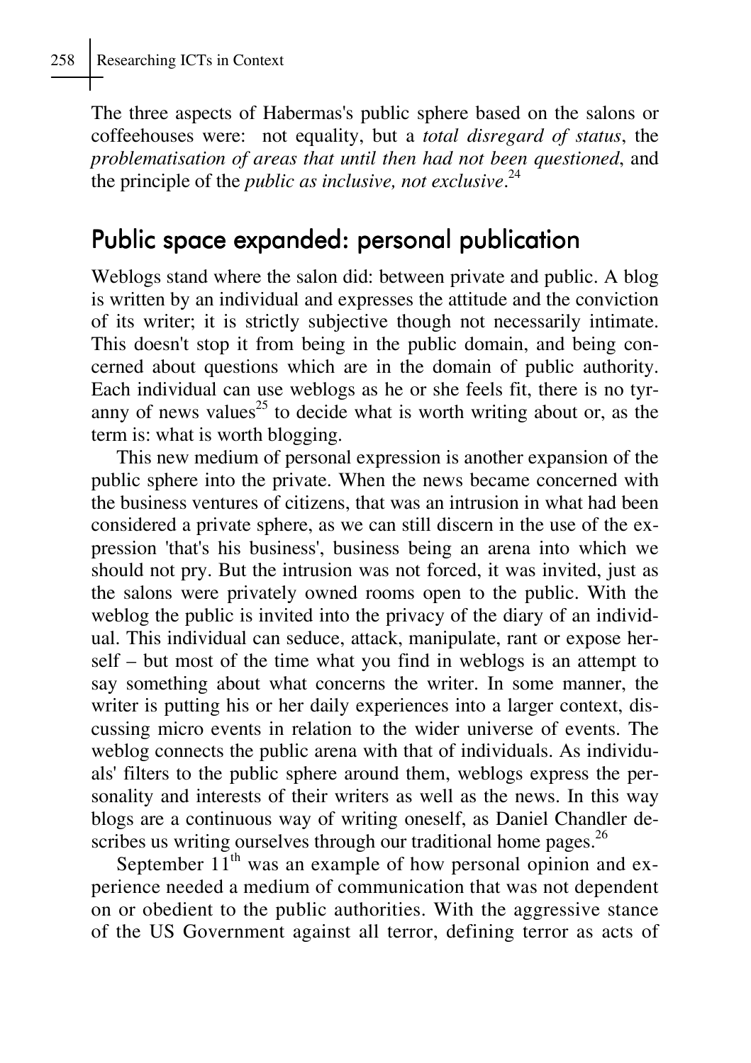The three aspects of Habermas's public sphere based on the salons or coffeehouses were: not equality, but a *total disregard of status*, the *problematisation of areas that until then had not been questioned*, and the principle of the *public as inclusive, not exclusive*.[24]

## Public space expanded: personal publication

Weblogs stand where the salon did: between private and public. A blog is written by an individual and expresses the attitude and the conviction of its writer; it is strictly subjective though not necessarily intimate. This doesn't stop it from being in the public domain, and being concerned about questions which are in the domain of public authority. Each individual can use weblogs as he or she feels fit, there is no tyranny of news values[25] to decide what is worth writing about or, as the term is: what is worth blogging.

This new medium of personal expression is another expansion of the public sphere into the private. When the news became concerned with the business ventures of citizens, that was an intrusion in what had been considered a private sphere, as we can still discern in the use of the expression 'that's his business', business being an arena into which we should not pry. But the intrusion was not forced, it was invited, just as the salons were privately owned rooms open to the public. With the weblog the public is invited into the privacy of the diary of an individual. This individual can seduce, attack, manipulate, rant or expose herself – but most of the time what you find in weblogs is an attempt to say something about what concerns the writer. In some manner, the writer is putting his or her daily experiences into a larger context, discussing micro events in relation to the wider universe of events. The weblog connects the public arena with that of individuals. As individuals' filters to the public sphere around them, weblogs express the personality and interests of their writers as well as the news. In this way blogs are a continuous way of writing oneself, as Daniel Chandler describes us writing ourselves through our traditional home pages.[26]

September 11th was an example of how personal opinion and experience needed a medium of communication that was not dependent on or obedient to the public authorities. With the aggressive stance of the US Government against all terror, defining terror as acts of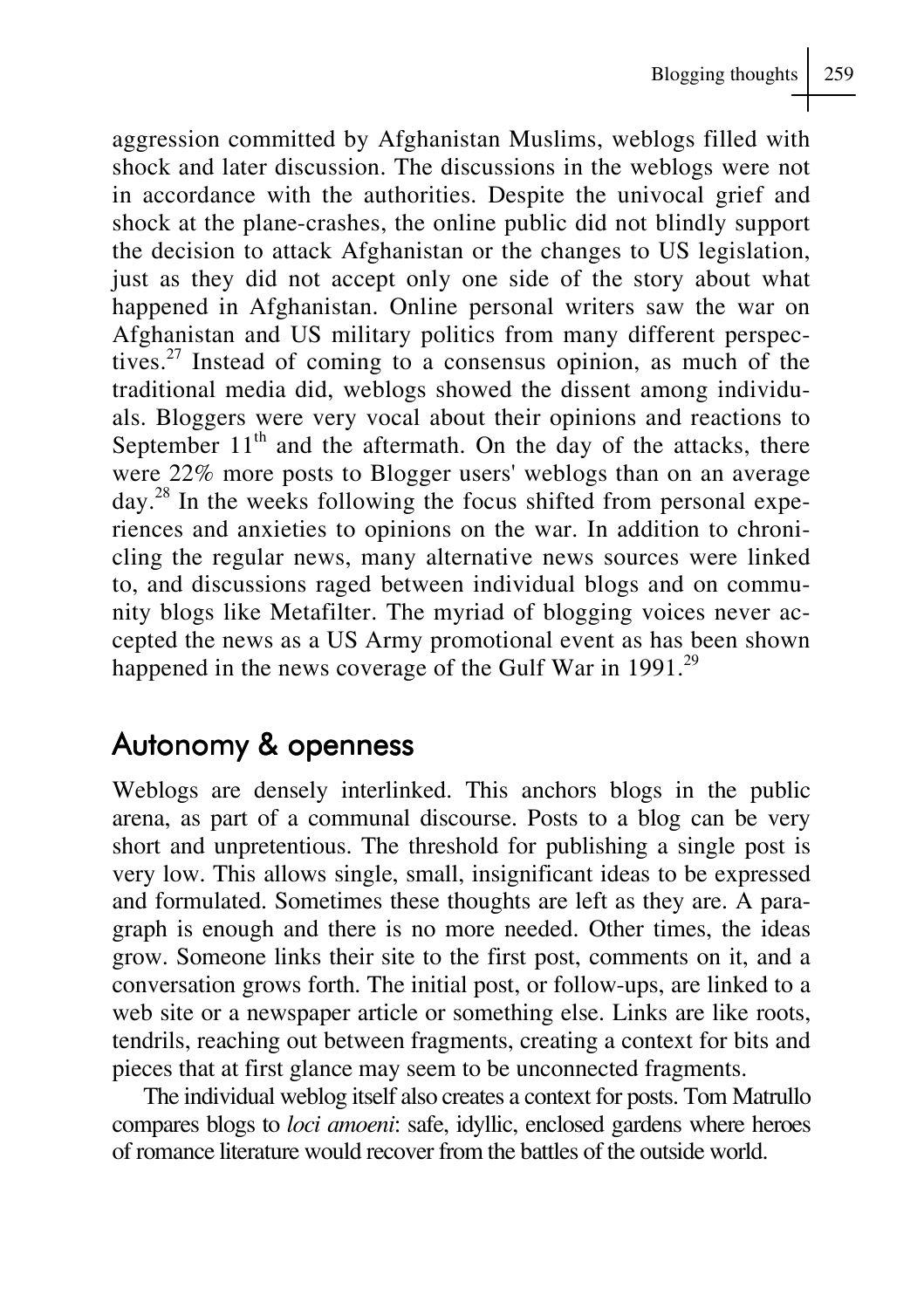aggression committed by Afghanistan Muslims, weblogs filled with shock and later discussion. The discussions in the weblogs were not in accordance with the authorities. Despite the univocal grief and shock at the plane-crashes, the online public did not blindly support the decision to attack Afghanistan or the changes to US legislation, just as they did not accept only one side of the story about what happened in Afghanistan. Online personal writers saw the war on Afghanistan and US military politics from many different perspectives.[27] Instead of coming to a consensus opinion, as much of the traditional media did, weblogs showed the dissent among individuals. Bloggers were very vocal about their opinions and reactions to September 11th and the aftermath. On the day of the attacks, there were 22% more posts to Blogger users' weblogs than on an average day.[28] In the weeks following the focus shifted from personal experiences and anxieties to opinions on the war. In addition to chronicling the regular news, many alternative news sources were linked to, and discussions raged between individual blogs and on community blogs like Metafilter. The myriad of blogging voices never accepted the news as a US Army promotional event as has been shown happened in the news coverage of the Gulf War in 1991.[29]

## Autonomy & openness

Weblogs are densely interlinked. This anchors blogs in the public arena, as part of a communal discourse. Posts to a blog can be very short and unpretentious. The threshold for publishing a single post is very low. This allows single, small, insignificant ideas to be expressed and formulated. Sometimes these thoughts are left as they are. A paragraph is enough and there is no more needed. Other times, the ideas grow. Someone links their site to the first post, comments on it, and a conversation grows forth. The initial post, or follow-ups, are linked to a web site or a newspaper article or something else. Links are like roots, tendrils, reaching out between fragments, creating a context for bits and pieces that at first glance may seem to be unconnected fragments.

The individual weblog itself also creates a context for posts. Tom Matrullo compares blogs to *loci amoeni*: safe, idyllic, enclosed gardens where heroes of romance literature would recover from the battles of the outside world.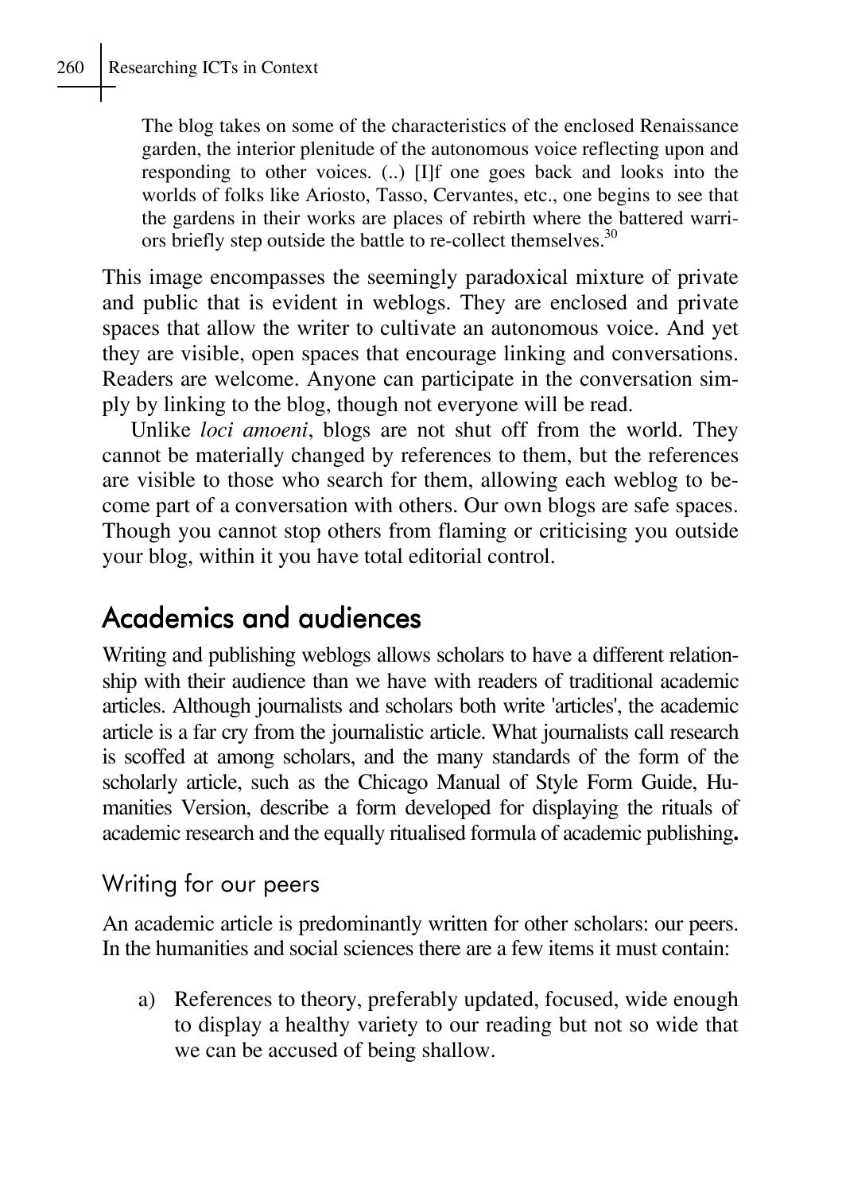> The blog takes on some of the characteristics of the enclosed Renaissance garden, the interior plenitude of the autonomous voice reflecting upon and responding to other voices. (..) [I]f one goes back and looks into the worlds of folks like Ariosto, Tasso, Cervantes, etc., one begins to see that the gardens in their works are places of rebirth where the battered warriors briefly step outside the battle to re-collect themselves.[30]

This image encompasses the seemingly paradoxical mixture of private and public that is evident in weblogs. They are enclosed and private spaces that allow the writer to cultivate an autonomous voice. And yet they are visible, open spaces that encourage linking and conversations. Readers are welcome. Anyone can participate in the conversation simply by linking to the blog, though not everyone will be read.

Unlike *loci amoeni*, blogs are not shut off from the world. They cannot be materially changed by references to them, but the references are visible to those who search for them, allowing each weblog to become part of a conversation with others. Our own blogs are safe spaces. Though you cannot stop others from flaming or criticising you outside your blog, within it you have total editorial control.

## Academics and audiences

Writing and publishing weblogs allows scholars to have a different relationship with their audience than we have with readers of traditional academic articles. Although journalists and scholars both write 'articles', the academic article is a far cry from the journalistic article. What journalists call research is scoffed at among scholars, and the many standards of the form of the scholarly article, such as the Chicago Manual of Style Form Guide, Humanities Version, describe a form developed for displaying the rituals of academic research and the equally ritualised formula of academic publishing**.**

### Writing for our peers

An academic article is predominantly written for other scholars: our peers. In the humanities and social sciences there are a few items it must contain:

a) References to theory, preferably updated, focused, wide enough to display a healthy variety to our reading but not so wide that we can be accused of being shallow.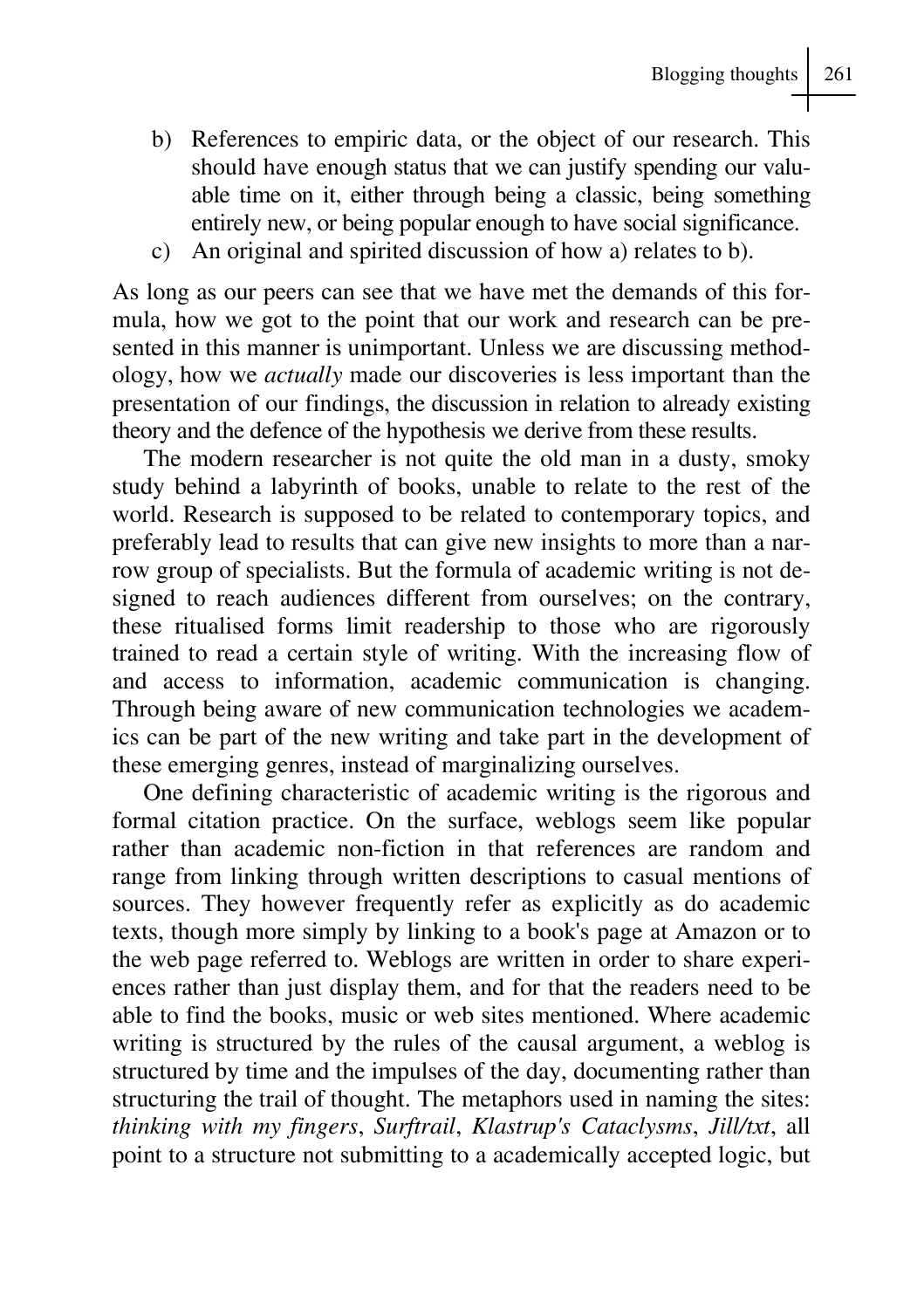b) References to empiric data, or the object of our research. This should have enough status that we can justify spending our valuable time on it, either through being a classic, being something entirely new, or being popular enough to have social significance.
c) An original and spirited discussion of how a) relates to b).

As long as our peers can see that we have met the demands of this formula, how we got to the point that our work and research can be presented in this manner is unimportant. Unless we are discussing methodology, how we *actually* made our discoveries is less important than the presentation of our findings, the discussion in relation to already existing theory and the defence of the hypothesis we derive from these results.

The modern researcher is not quite the old man in a dusty, smoky study behind a labyrinth of books, unable to relate to the rest of the world. Research is supposed to be related to contemporary topics, and preferably lead to results that can give new insights to more than a narrow group of specialists. But the formula of academic writing is not designed to reach audiences different from ourselves; on the contrary, these ritualised forms limit readership to those who are rigorously trained to read a certain style of writing. With the increasing flow of and access to information, academic communication is changing. Through being aware of new communication technologies we academics can be part of the new writing and take part in the development of these emerging genres, instead of marginalizing ourselves.

One defining characteristic of academic writing is the rigorous and formal citation practice. On the surface, weblogs seem like popular rather than academic non-fiction in that references are random and range from linking through written descriptions to casual mentions of sources. They however frequently refer as explicitly as do academic texts, though more simply by linking to a book's page at Amazon or to the web page referred to. Weblogs are written in order to share experiences rather than just display them, and for that the readers need to be able to find the books, music or web sites mentioned. Where academic writing is structured by the rules of the causal argument, a weblog is structured by time and the impulses of the day, documenting rather than structuring the trail of thought. The metaphors used in naming the sites: *thinking with my fingers*, *Surftrail*, *Klastrup's Cataclysms*, *Jill/txt*, all point to a structure not submitting to a academically accepted logic, but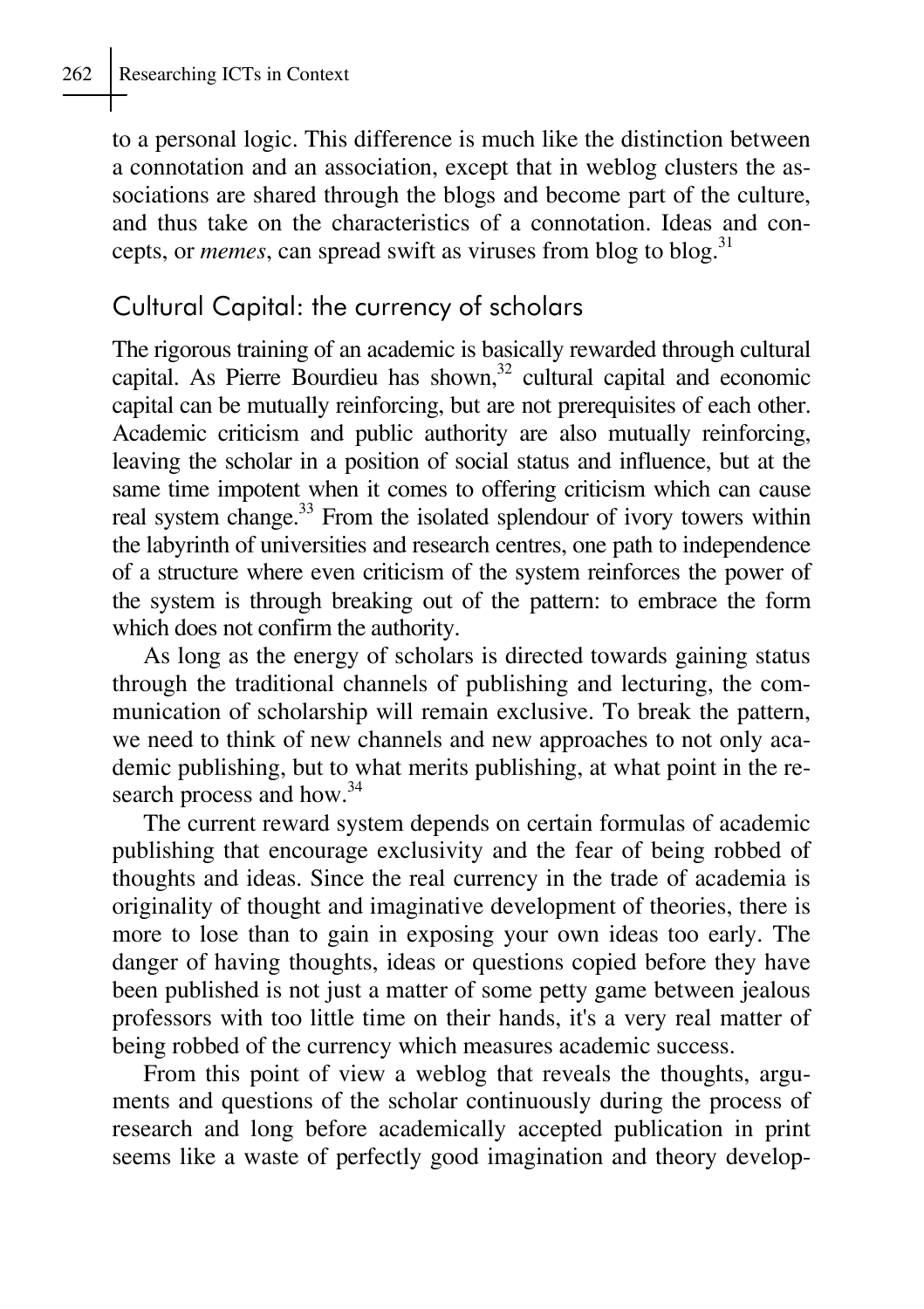to a personal logic. This difference is much like the distinction between a connotation and an association, except that in weblog clusters the associations are shared through the blogs and become part of the culture, and thus take on the characteristics of a connotation. Ideas and concepts, or *memes*, can spread swift as viruses from blog to blog.[31]

## Cultural Capital: the currency of scholars

The rigorous training of an academic is basically rewarded through cultural capital. As Pierre Bourdieu has shown,[32] cultural capital and economic capital can be mutually reinforcing, but are not prerequisites of each other. Academic criticism and public authority are also mutually reinforcing, leaving the scholar in a position of social status and influence, but at the same time impotent when it comes to offering criticism which can cause real system change.[33] From the isolated splendour of ivory towers within the labyrinth of universities and research centres, one path to independence of a structure where even criticism of the system reinforces the power of the system is through breaking out of the pattern: to embrace the form which does not confirm the authority.

As long as the energy of scholars is directed towards gaining status through the traditional channels of publishing and lecturing, the communication of scholarship will remain exclusive. To break the pattern, we need to think of new channels and new approaches to not only academic publishing, but to what merits publishing, at what point in the research process and how.[34]

The current reward system depends on certain formulas of academic publishing that encourage exclusivity and the fear of being robbed of thoughts and ideas. Since the real currency in the trade of academia is originality of thought and imaginative development of theories, there is more to lose than to gain in exposing your own ideas too early. The danger of having thoughts, ideas or questions copied before they have been published is not just a matter of some petty game between jealous professors with too little time on their hands, it's a very real matter of being robbed of the currency which measures academic success.

From this point of view a weblog that reveals the thoughts, arguments and questions of the scholar continuously during the process of research and long before academically accepted publication in print seems like a waste of perfectly good imagination and theory develop-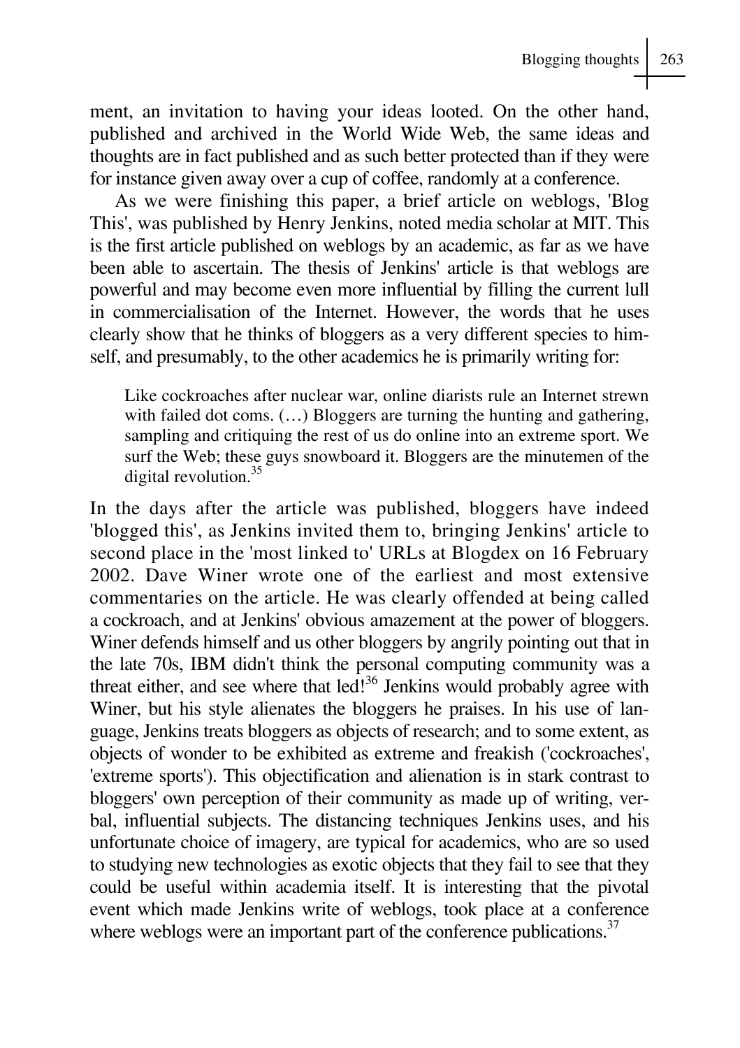ment, an invitation to having your ideas looted. On the other hand, published and archived in the World Wide Web, the same ideas and thoughts are in fact published and as such better protected than if they were for instance given away over a cup of coffee, randomly at a conference.

As we were finishing this paper, a brief article on weblogs, 'Blog This', was published by Henry Jenkins, noted media scholar at MIT. This is the first article published on weblogs by an academic, as far as we have been able to ascertain. The thesis of Jenkins' article is that weblogs are powerful and may become even more influential by filling the current lull in commercialisation of the Internet. However, the words that he uses clearly show that he thinks of bloggers as a very different species to himself, and presumably, to the other academics he is primarily writing for:

> Like cockroaches after nuclear war, online diarists rule an Internet strewn with failed dot coms. (…) Bloggers are turning the hunting and gathering, sampling and critiquing the rest of us do online into an extreme sport. We surf the Web; these guys snowboard it. Bloggers are the minutemen of the digital revolution.[35]

In the days after the article was published, bloggers have indeed 'blogged this', as Jenkins invited them to, bringing Jenkins' article to second place in the 'most linked to' URLs at Blogdex on 16 February 2002. Dave Winer wrote one of the earliest and most extensive commentaries on the article. He was clearly offended at being called a cockroach, and at Jenkins' obvious amazement at the power of bloggers. Winer defends himself and us other bloggers by angrily pointing out that in the late 70s, IBM didn't think the personal computing community was a threat either, and see where that led![36] Jenkins would probably agree with Winer, but his style alienates the bloggers he praises. In his use of language, Jenkins treats bloggers as objects of research; and to some extent, as objects of wonder to be exhibited as extreme and freakish ('cockroaches', 'extreme sports'). This objectification and alienation is in stark contrast to bloggers' own perception of their community as made up of writing, verbal, influential subjects. The distancing techniques Jenkins uses, and his unfortunate choice of imagery, are typical for academics, who are so used to studying new technologies as exotic objects that they fail to see that they could be useful within academia itself. It is interesting that the pivotal event which made Jenkins write of weblogs, took place at a conference where weblogs were an important part of the conference publications.[37]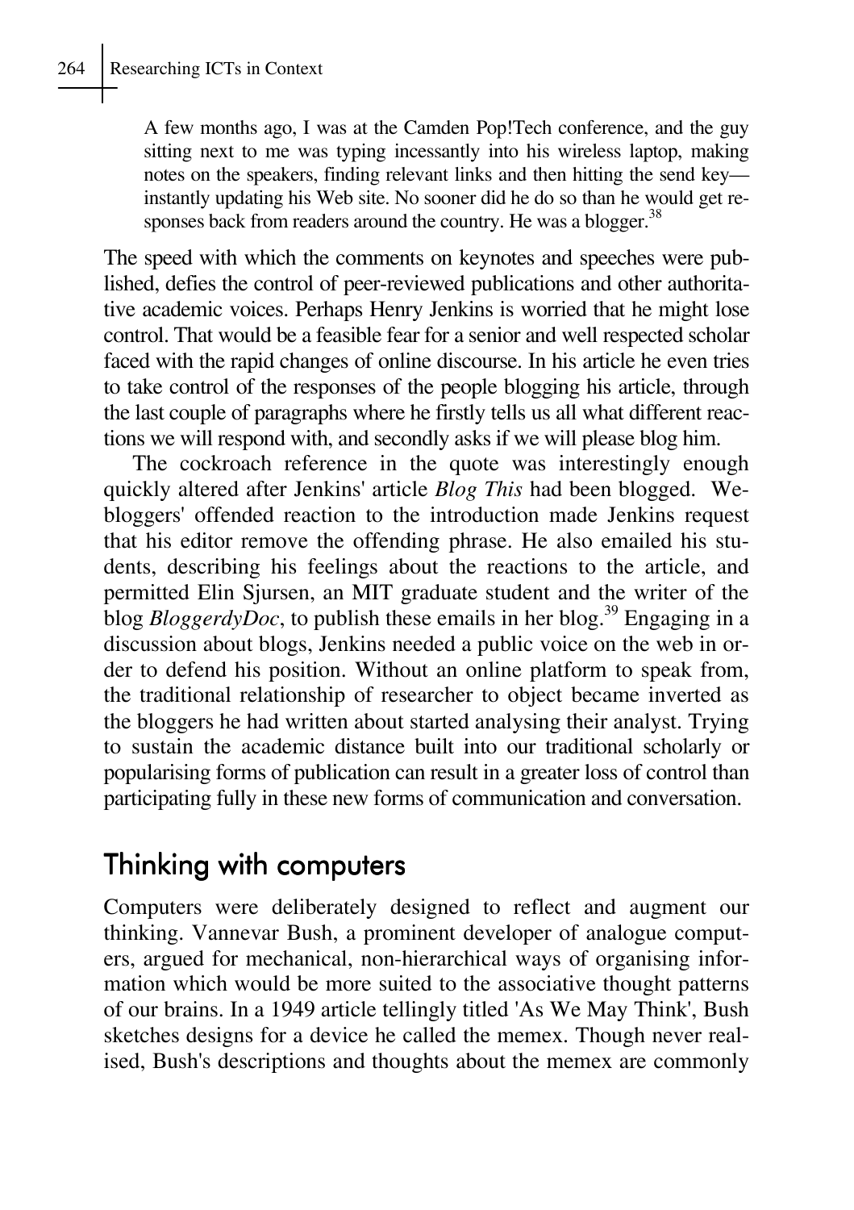> A few months ago, I was at the Camden Pop!Tech conference, and the guy sitting next to me was typing incessantly into his wireless laptop, making notes on the speakers, finding relevant links and then hitting the send key—instantly updating his Web site. No sooner did he do so than he would get responses back from readers around the country. He was a blogger.[38]

The speed with which the comments on keynotes and speeches were published, defies the control of peer-reviewed publications and other authoritative academic voices. Perhaps Henry Jenkins is worried that he might lose control. That would be a feasible fear for a senior and well respected scholar faced with the rapid changes of online discourse. In his article he even tries to take control of the responses of the people blogging his article, through the last couple of paragraphs where he firstly tells us all what different reactions we will respond with, and secondly asks if we will please blog him.

The cockroach reference in the quote was interestingly enough quickly altered after Jenkins' article *Blog This* had been blogged. Webloggers' offended reaction to the introduction made Jenkins request that his editor remove the offending phrase. He also emailed his students, describing his feelings about the reactions to the article, and permitted Elin Sjursen, an MIT graduate student and the writer of the blog *BloggerdyDoc*, to publish these emails in her blog.[39] Engaging in a discussion about blogs, Jenkins needed a public voice on the web in order to defend his position. Without an online platform to speak from, the traditional relationship of researcher to object became inverted as the bloggers he had written about started analysing their analyst. Trying to sustain the academic distance built into our traditional scholarly or popularising forms of publication can result in a greater loss of control than participating fully in these new forms of communication and conversation.

## Thinking with computers

Computers were deliberately designed to reflect and augment our thinking. Vannevar Bush, a prominent developer of analogue computers, argued for mechanical, non-hierarchical ways of organising information which would be more suited to the associative thought patterns of our brains. In a 1949 article tellingly titled 'As We May Think', Bush sketches designs for a device he called the memex. Though never realised, Bush's descriptions and thoughts about the memex are commonly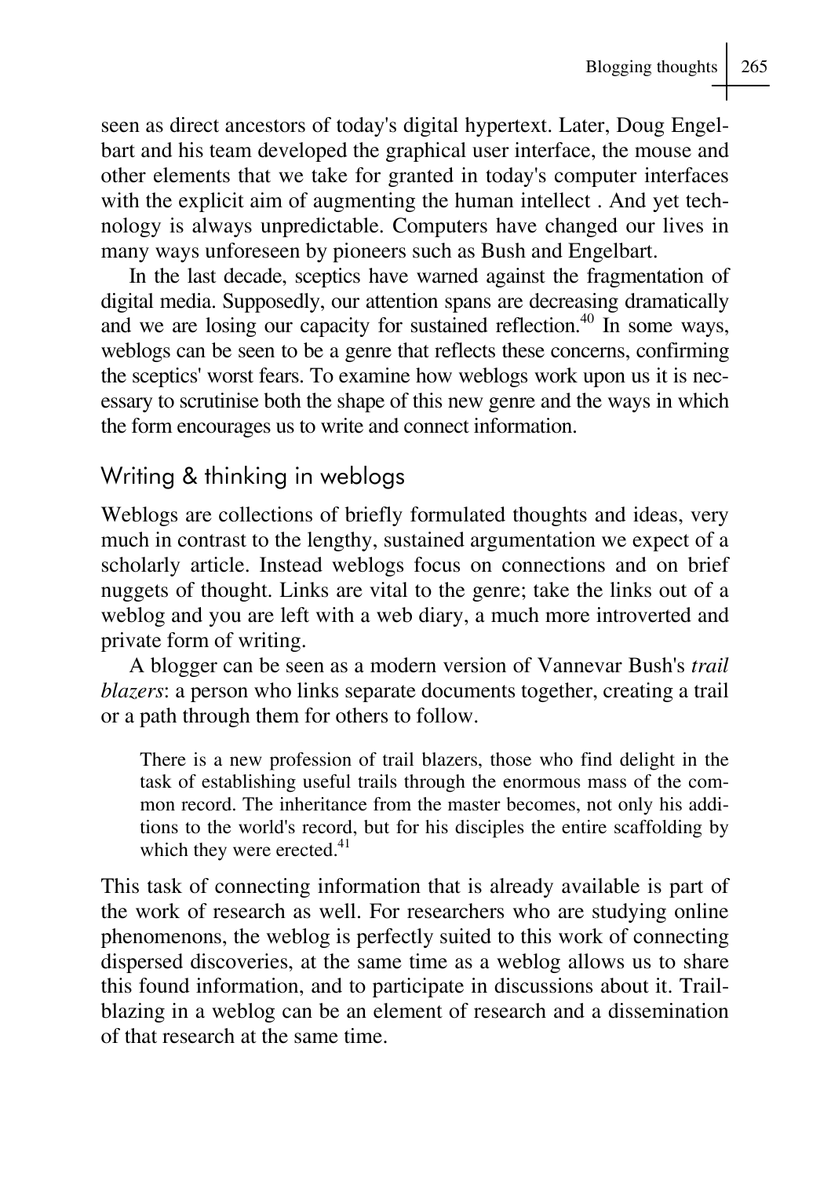seen as direct ancestors of today's digital hypertext. Later, Doug Engelbart and his team developed the graphical user interface, the mouse and other elements that we take for granted in today's computer interfaces with the explicit aim of augmenting the human intellect . And yet technology is always unpredictable. Computers have changed our lives in many ways unforeseen by pioneers such as Bush and Engelbart.

In the last decade, sceptics have warned against the fragmentation of digital media. Supposedly, our attention spans are decreasing dramatically and we are losing our capacity for sustained reflection.[40] In some ways, weblogs can be seen to be a genre that reflects these concerns, confirming the sceptics' worst fears. To examine how weblogs work upon us it is necessary to scrutinise both the shape of this new genre and the ways in which the form encourages us to write and connect information.

## Writing & thinking in weblogs

Weblogs are collections of briefly formulated thoughts and ideas, very much in contrast to the lengthy, sustained argumentation we expect of a scholarly article. Instead weblogs focus on connections and on brief nuggets of thought. Links are vital to the genre; take the links out of a weblog and you are left with a web diary, a much more introverted and private form of writing.

A blogger can be seen as a modern version of Vannevar Bush's *trail blazers*: a person who links separate documents together, creating a trail or a path through them for others to follow.

> There is a new profession of trail blazers, those who find delight in the task of establishing useful trails through the enormous mass of the common record. The inheritance from the master becomes, not only his additions to the world's record, but for his disciples the entire scaffolding by which they were erected.[41]

This task of connecting information that is already available is part of the work of research as well. For researchers who are studying online phenomenons, the weblog is perfectly suited to this work of connecting dispersed discoveries, at the same time as a weblog allows us to share this found information, and to participate in discussions about it. Trailblazing in a weblog can be an element of research and a dissemination of that research at the same time.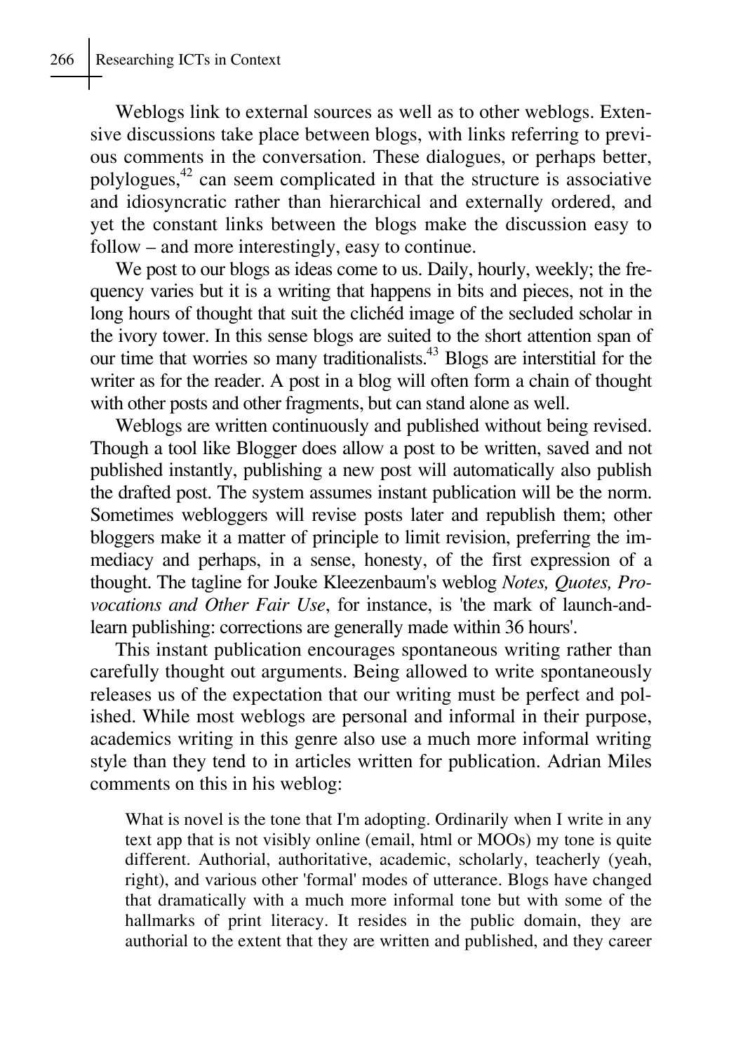Weblogs link to external sources as well as to other weblogs. Extensive discussions take place between blogs, with links referring to previous comments in the conversation. These dialogues, or perhaps better, polylogues,[42] can seem complicated in that the structure is associative and idiosyncratic rather than hierarchical and externally ordered, and yet the constant links between the blogs make the discussion easy to follow – and more interestingly, easy to continue.

We post to our blogs as ideas come to us. Daily, hourly, weekly; the frequency varies but it is a writing that happens in bits and pieces, not in the long hours of thought that suit the clichéd image of the secluded scholar in the ivory tower. In this sense blogs are suited to the short attention span of our time that worries so many traditionalists.[43] Blogs are interstitial for the writer as for the reader. A post in a blog will often form a chain of thought with other posts and other fragments, but can stand alone as well.

Weblogs are written continuously and published without being revised. Though a tool like Blogger does allow a post to be written, saved and not published instantly, publishing a new post will automatically also publish the drafted post. The system assumes instant publication will be the norm. Sometimes webloggers will revise posts later and republish them; other bloggers make it a matter of principle to limit revision, preferring the immediacy and perhaps, in a sense, honesty, of the first expression of a thought. The tagline for Jouke Kleezenbaum's weblog *Notes, Quotes, Provocations and Other Fair Use*, for instance, is 'the mark of launch-and-learn publishing: corrections are generally made within 36 hours'.

This instant publication encourages spontaneous writing rather than carefully thought out arguments. Being allowed to write spontaneously releases us of the expectation that our writing must be perfect and polished. While most weblogs are personal and informal in their purpose, academics writing in this genre also use a much more informal writing style than they tend to in articles written for publication. Adrian Miles comments on this in his weblog:

> What is novel is the tone that I'm adopting. Ordinarily when I write in any text app that is not visibly online (email, html or MOOs) my tone is quite different. Authorial, authoritative, academic, scholarly, teacherly (yeah, right), and various other 'formal' modes of utterance. Blogs have changed that dramatically with a much more informal tone but with some of the hallmarks of print literacy. It resides in the public domain, they are authorial to the extent that they are written and published, and they career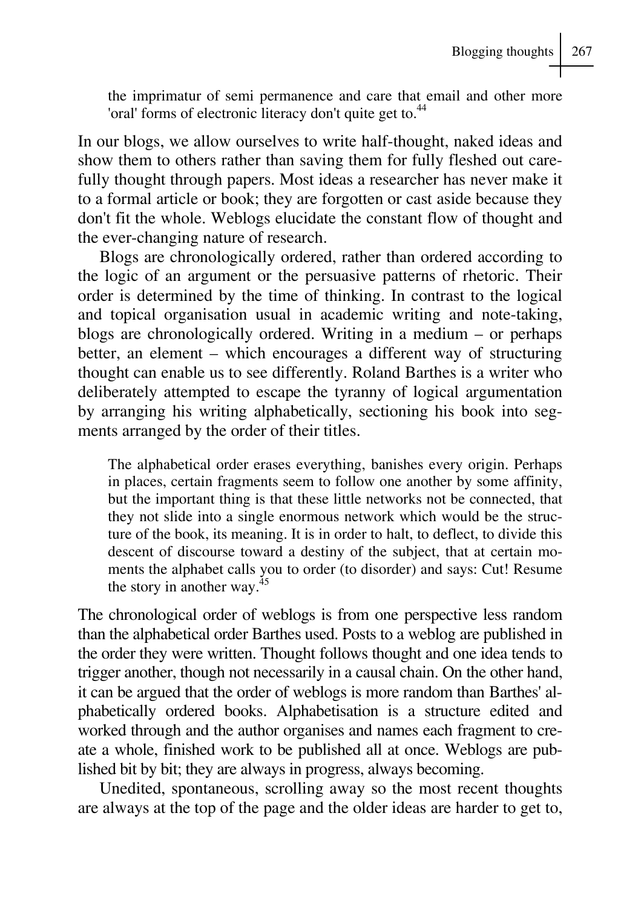> the imprimatur of semi permanence and care that email and other more 'oral' forms of electronic literacy don't quite get to.[44]

In our blogs, we allow ourselves to write half-thought, naked ideas and show them to others rather than saving them for fully fleshed out carefully thought through papers. Most ideas a researcher has never make it to a formal article or book; they are forgotten or cast aside because they don't fit the whole. Weblogs elucidate the constant flow of thought and the ever-changing nature of research.

Blogs are chronologically ordered, rather than ordered according to the logic of an argument or the persuasive patterns of rhetoric. Their order is determined by the time of thinking. In contrast to the logical and topical organisation usual in academic writing and note-taking, blogs are chronologically ordered. Writing in a medium – or perhaps better, an element – which encourages a different way of structuring thought can enable us to see differently. Roland Barthes is a writer who deliberately attempted to escape the tyranny of logical argumentation by arranging his writing alphabetically, sectioning his book into segments arranged by the order of their titles.

> The alphabetical order erases everything, banishes every origin. Perhaps in places, certain fragments seem to follow one another by some affinity, but the important thing is that these little networks not be connected, that they not slide into a single enormous network which would be the structure of the book, its meaning. It is in order to halt, to deflect, to divide this descent of discourse toward a destiny of the subject, that at certain moments the alphabet calls you to order (to disorder) and says: Cut! Resume the story in another way.[45]

The chronological order of weblogs is from one perspective less random than the alphabetical order Barthes used. Posts to a weblog are published in the order they were written. Thought follows thought and one idea tends to trigger another, though not necessarily in a causal chain. On the other hand, it can be argued that the order of weblogs is more random than Barthes' alphabetically ordered books. Alphabetisation is a structure edited and worked through and the author organises and names each fragment to create a whole, finished work to be published all at once. Weblogs are published bit by bit; they are always in progress, always becoming.

Unedited, spontaneous, scrolling away so the most recent thoughts are always at the top of the page and the older ideas are harder to get to,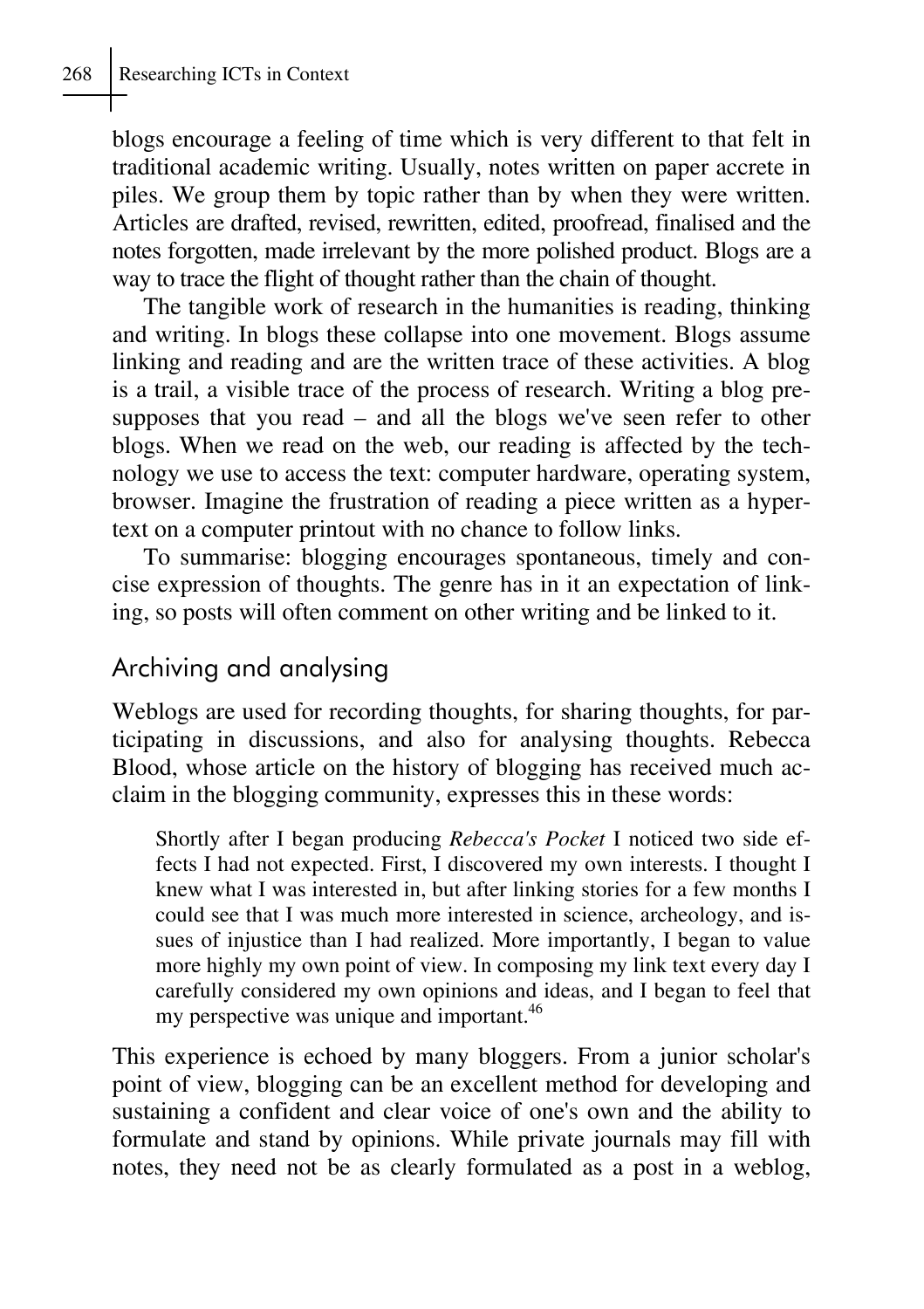blogs encourage a feeling of time which is very different to that felt in traditional academic writing. Usually, notes written on paper accrete in piles. We group them by topic rather than by when they were written. Articles are drafted, revised, rewritten, edited, proofread, finalised and the notes forgotten, made irrelevant by the more polished product. Blogs are a way to trace the flight of thought rather than the chain of thought.

The tangible work of research in the humanities is reading, thinking and writing. In blogs these collapse into one movement. Blogs assume linking and reading and are the written trace of these activities. A blog is a trail, a visible trace of the process of research. Writing a blog presupposes that you read – and all the blogs we've seen refer to other blogs. When we read on the web, our reading is affected by the technology we use to access the text: computer hardware, operating system, browser. Imagine the frustration of reading a piece written as a hypertext on a computer printout with no chance to follow links.

To summarise: blogging encourages spontaneous, timely and concise expression of thoughts. The genre has in it an expectation of linking, so posts will often comment on other writing and be linked to it.

## Archiving and analysing

Weblogs are used for recording thoughts, for sharing thoughts, for participating in discussions, and also for analysing thoughts. Rebecca Blood, whose article on the history of blogging has received much acclaim in the blogging community, expresses this in these words:

> Shortly after I began producing *Rebecca's Pocket* I noticed two side effects I had not expected. First, I discovered my own interests. I thought I knew what I was interested in, but after linking stories for a few months I could see that I was much more interested in science, archeology, and issues of injustice than I had realized. More importantly, I began to value more highly my own point of view. In composing my link text every day I carefully considered my own opinions and ideas, and I began to feel that my perspective was unique and important.[46]

This experience is echoed by many bloggers. From a junior scholar's point of view, blogging can be an excellent method for developing and sustaining a confident and clear voice of one's own and the ability to formulate and stand by opinions. While private journals may fill with notes, they need not be as clearly formulated as a post in a weblog,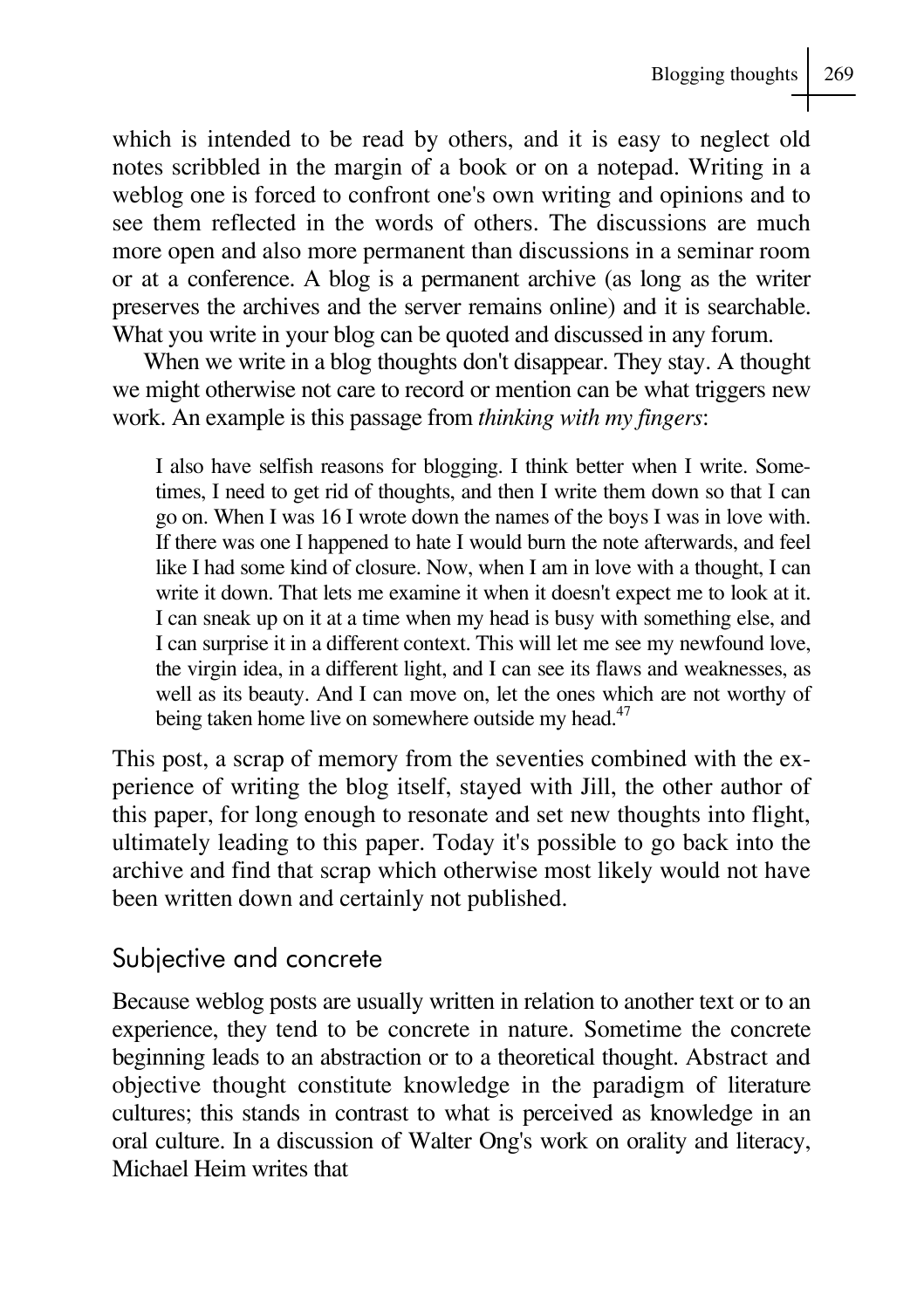which is intended to be read by others, and it is easy to neglect old notes scribbled in the margin of a book or on a notepad. Writing in a weblog one is forced to confront one's own writing and opinions and to see them reflected in the words of others. The discussions are much more open and also more permanent than discussions in a seminar room or at a conference. A blog is a permanent archive (as long as the writer preserves the archives and the server remains online) and it is searchable. What you write in your blog can be quoted and discussed in any forum.

When we write in a blog thoughts don't disappear. They stay. A thought we might otherwise not care to record or mention can be what triggers new work. An example is this passage from *thinking with my fingers*:

> I also have selfish reasons for blogging. I think better when I write. Sometimes, I need to get rid of thoughts, and then I write them down so that I can go on. When I was 16 I wrote down the names of the boys I was in love with. If there was one I happened to hate I would burn the note afterwards, and feel like I had some kind of closure. Now, when I am in love with a thought, I can write it down. That lets me examine it when it doesn't expect me to look at it. I can sneak up on it at a time when my head is busy with something else, and I can surprise it in a different context. This will let me see my newfound love, the virgin idea, in a different light, and I can see its flaws and weaknesses, as well as its beauty. And I can move on, let the ones which are not worthy of being taken home live on somewhere outside my head.[47]

This post, a scrap of memory from the seventies combined with the experience of writing the blog itself, stayed with Jill, the other author of this paper, for long enough to resonate and set new thoughts into flight, ultimately leading to this paper. Today it's possible to go back into the archive and find that scrap which otherwise most likely would not have been written down and certainly not published.

## Subjective and concrete

Because weblog posts are usually written in relation to another text or to an experience, they tend to be concrete in nature. Sometime the concrete beginning leads to an abstraction or to a theoretical thought. Abstract and objective thought constitute knowledge in the paradigm of literature cultures; this stands in contrast to what is perceived as knowledge in an oral culture. In a discussion of Walter Ong's work on orality and literacy, Michael Heim writes that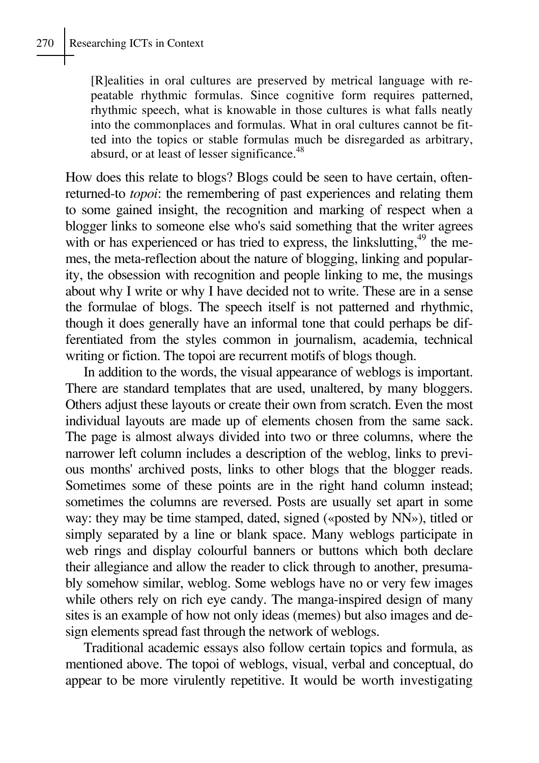> [R]ealities in oral cultures are preserved by metrical language with repeatable rhythmic formulas. Since cognitive form requires patterned, rhythmic speech, what is knowable in those cultures is what falls neatly into the commonplaces and formulas. What in oral cultures cannot be fitted into the topics or stable formulas much be disregarded as arbitrary, absurd, or at least of lesser significance.[48]

How does this relate to blogs? Blogs could be seen to have certain, often-returned-to *topoi*: the remembering of past experiences and relating them to some gained insight, the recognition and marking of respect when a blogger links to someone else who's said something that the writer agrees with or has experienced or has tried to express, the linkslutting,[49] the memes, the meta-reflection about the nature of blogging, linking and popularity, the obsession with recognition and people linking to me, the musings about why I write or why I have decided not to write. These are in a sense the formulae of blogs. The speech itself is not patterned and rhythmic, though it does generally have an informal tone that could perhaps be differentiated from the styles common in journalism, academia, technical writing or fiction. The topoi are recurrent motifs of blogs though.

In addition to the words, the visual appearance of weblogs is important. There are standard templates that are used, unaltered, by many bloggers. Others adjust these layouts or create their own from scratch. Even the most individual layouts are made up of elements chosen from the same sack. The page is almost always divided into two or three columns, where the narrower left column includes a description of the weblog, links to previous months' archived posts, links to other blogs that the blogger reads. Sometimes some of these points are in the right hand column instead; sometimes the columns are reversed. Posts are usually set apart in some way: they may be time stamped, dated, signed («posted by NN»), titled or simply separated by a line or blank space. Many weblogs participate in web rings and display colourful banners or buttons which both declare their allegiance and allow the reader to click through to another, presumably somehow similar, weblog. Some weblogs have no or very few images while others rely on rich eye candy. The manga-inspired design of many sites is an example of how not only ideas (memes) but also images and design elements spread fast through the network of weblogs.

Traditional academic essays also follow certain topics and formula, as mentioned above. The topoi of weblogs, visual, verbal and conceptual, do appear to be more virulently repetitive. It would be worth investigating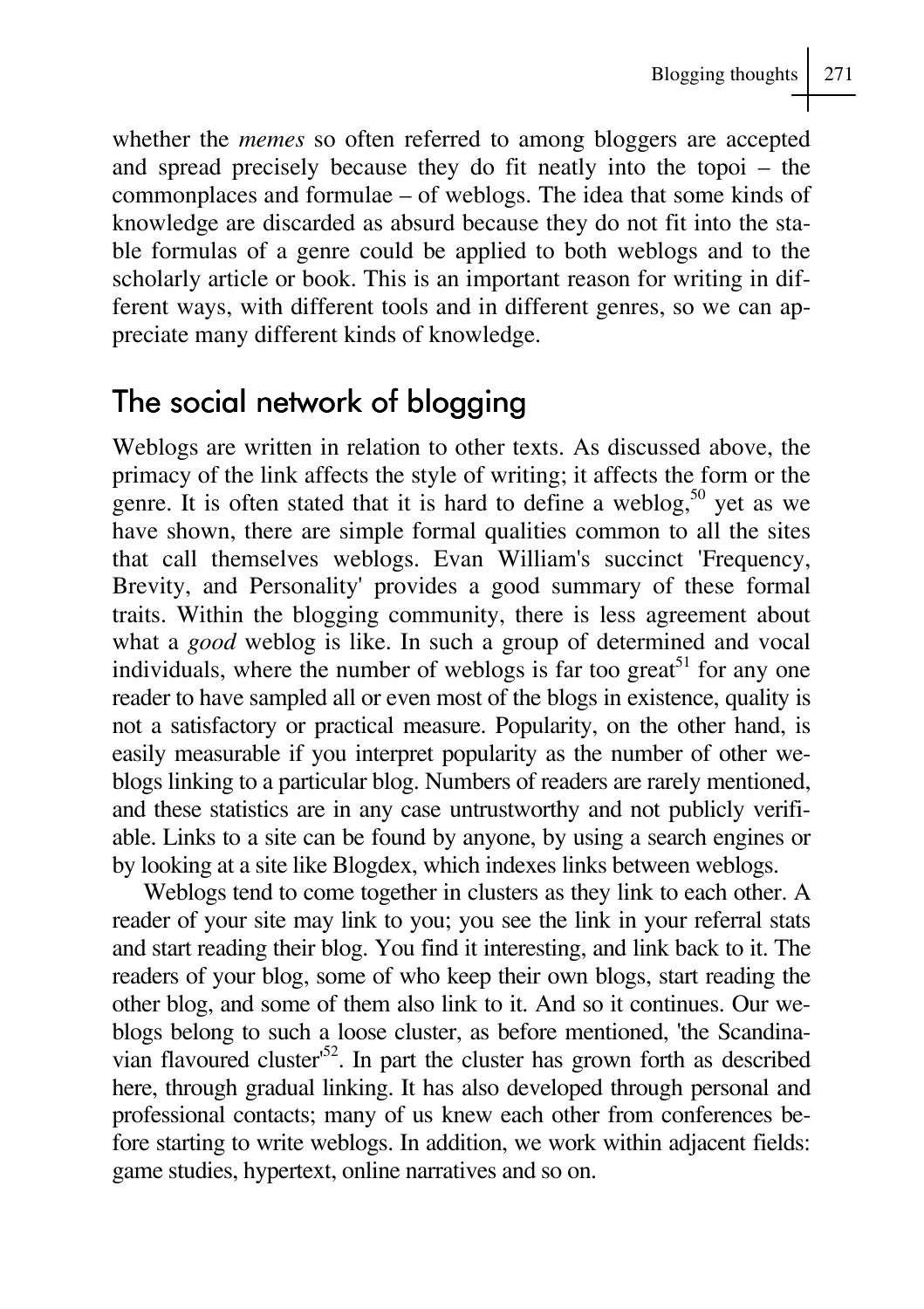whether the *memes* so often referred to among bloggers are accepted and spread precisely because they do fit neatly into the topoi – the commonplaces and formulae – of weblogs. The idea that some kinds of knowledge are discarded as absurd because they do not fit into the stable formulas of a genre could be applied to both weblogs and to the scholarly article or book. This is an important reason for writing in different ways, with different tools and in different genres, so we can appreciate many different kinds of knowledge.

## The social network of blogging

Weblogs are written in relation to other texts. As discussed above, the primacy of the link affects the style of writing; it affects the form or the genre. It is often stated that it is hard to define a weblog,[50] yet as we have shown, there are simple formal qualities common to all the sites that call themselves weblogs. Evan William's succinct 'Frequency, Brevity, and Personality' provides a good summary of these formal traits. Within the blogging community, there is less agreement about what a *good* weblog is like. In such a group of determined and vocal individuals, where the number of weblogs is far too great[51] for any one reader to have sampled all or even most of the blogs in existence, quality is not a satisfactory or practical measure. Popularity, on the other hand, is easily measurable if you interpret popularity as the number of other weblogs linking to a particular blog. Numbers of readers are rarely mentioned, and these statistics are in any case untrustworthy and not publicly verifiable. Links to a site can be found by anyone, by using a search engines or by looking at a site like Blogdex, which indexes links between weblogs.

Weblogs tend to come together in clusters as they link to each other. A reader of your site may link to you; you see the link in your referral stats and start reading their blog. You find it interesting, and link back to it. The readers of your blog, some of who keep their own blogs, start reading the other blog, and some of them also link to it. And so it continues. Our weblogs belong to such a loose cluster, as before mentioned, 'the Scandinavian flavoured cluster'[52]. In part the cluster has grown forth as described here, through gradual linking. It has also developed through personal and professional contacts; many of us knew each other from conferences before starting to write weblogs. In addition, we work within adjacent fields: game studies, hypertext, online narratives and so on.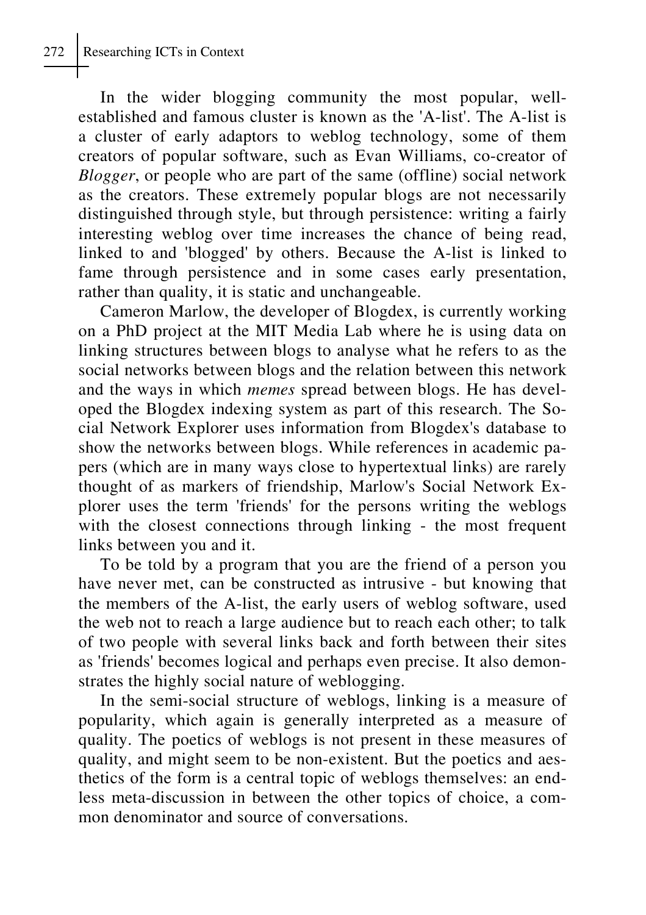In the wider blogging community the most popular, well-established and famous cluster is known as the 'A-list'. The A-list is a cluster of early adaptors to weblog technology, some of them creators of popular software, such as Evan Williams, co-creator of *Blogger*, or people who are part of the same (offline) social network as the creators. These extremely popular blogs are not necessarily distinguished through style, but through persistence: writing a fairly interesting weblog over time increases the chance of being read, linked to and 'blogged' by others. Because the A-list is linked to fame through persistence and in some cases early presentation, rather than quality, it is static and unchangeable.

Cameron Marlow, the developer of Blogdex, is currently working on a PhD project at the MIT Media Lab where he is using data on linking structures between blogs to analyse what he refers to as the social networks between blogs and the relation between this network and the ways in which *memes* spread between blogs. He has developed the Blogdex indexing system as part of this research. The Social Network Explorer uses information from Blogdex's database to show the networks between blogs. While references in academic papers (which are in many ways close to hypertextual links) are rarely thought of as markers of friendship, Marlow's Social Network Explorer uses the term 'friends' for the persons writing the weblogs with the closest connections through linking - the most frequent links between you and it.

To be told by a program that you are the friend of a person you have never met, can be constructed as intrusive - but knowing that the members of the A-list, the early users of weblog software, used the web not to reach a large audience but to reach each other; to talk of two people with several links back and forth between their sites as 'friends' becomes logical and perhaps even precise. It also demonstrates the highly social nature of weblogging.

In the semi-social structure of weblogs, linking is a measure of popularity, which again is generally interpreted as a measure of quality. The poetics of weblogs is not present in these measures of quality, and might seem to be non-existent. But the poetics and aesthetics of the form is a central topic of weblogs themselves: an endless meta-discussion in between the other topics of choice, a common denominator and source of conversations.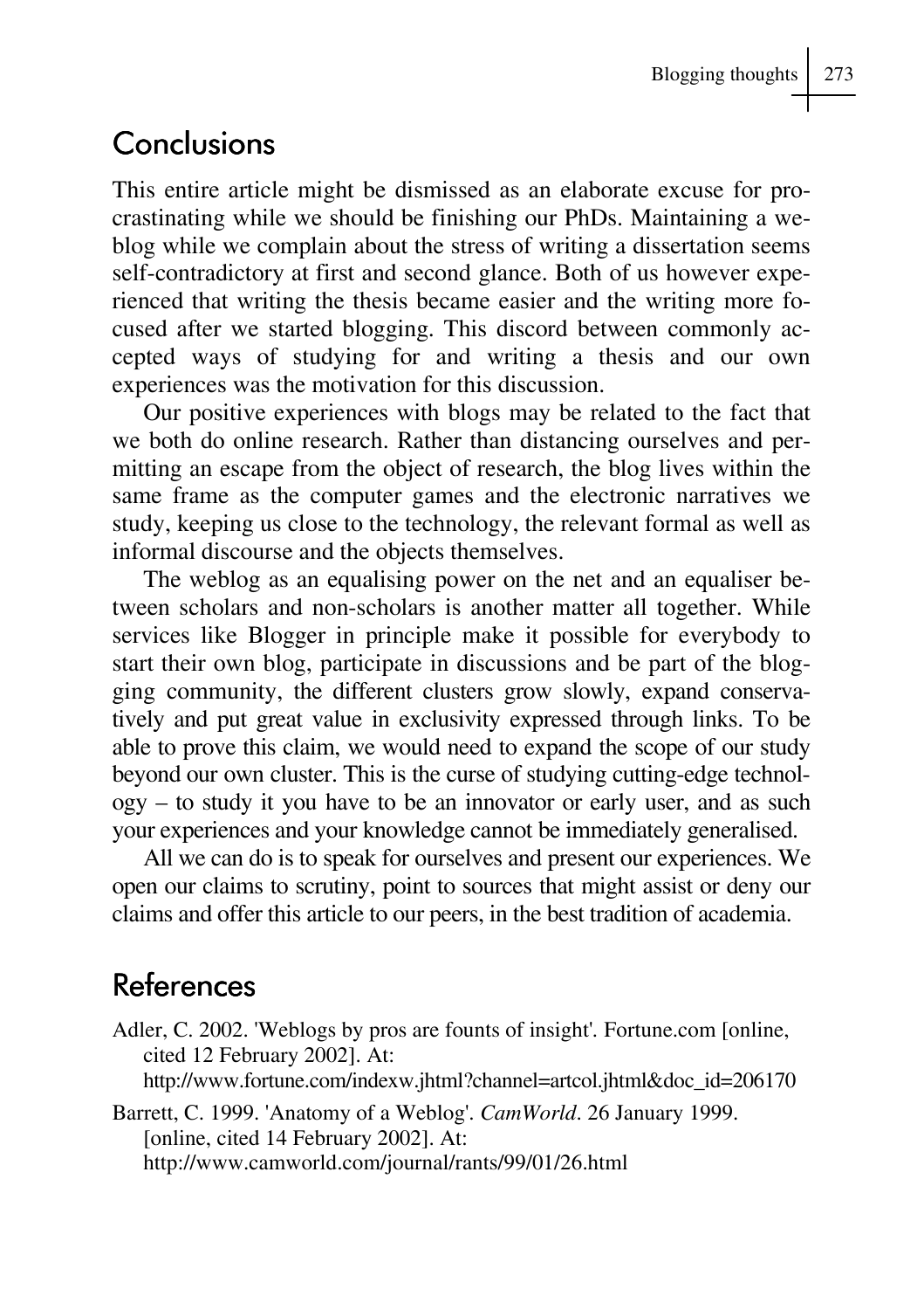## Conclusions

This entire article might be dismissed as an elaborate excuse for procrastinating while we should be finishing our PhDs. Maintaining a weblog while we complain about the stress of writing a dissertation seems self-contradictory at first and second glance. Both of us however experienced that writing the thesis became easier and the writing more focused after we started blogging. This discord between commonly accepted ways of studying for and writing a thesis and our own experiences was the motivation for this discussion.

Our positive experiences with blogs may be related to the fact that we both do online research. Rather than distancing ourselves and permitting an escape from the object of research, the blog lives within the same frame as the computer games and the electronic narratives we study, keeping us close to the technology, the relevant formal as well as informal discourse and the objects themselves.

The weblog as an equalising power on the net and an equaliser between scholars and non-scholars is another matter all together. While services like Blogger in principle make it possible for everybody to start their own blog, participate in discussions and be part of the blogging community, the different clusters grow slowly, expand conservatively and put great value in exclusivity expressed through links. To be able to prove this claim, we would need to expand the scope of our study beyond our own cluster. This is the curse of studying cutting-edge technology – to study it you have to be an innovator or early user, and as such your experiences and your knowledge cannot be immediately generalised.

All we can do is to speak for ourselves and present our experiences. We open our claims to scrutiny, point to sources that might assist or deny our claims and offer this article to our peers, in the best tradition of academia.

## References

Adler, C. 2002. 'Weblogs by pros are founts of insight'. Fortune.com [online, cited 12 February 2002]. At: http://www.fortune.com/indexw.jhtml?channel=artcol.jhtml&doc_id=206170

Barrett, C. 1999. 'Anatomy of a Weblog'. *CamWorld*. 26 January 1999. [online, cited 14 February 2002]. At: http://www.camworld.com/journal/rants/99/01/26.html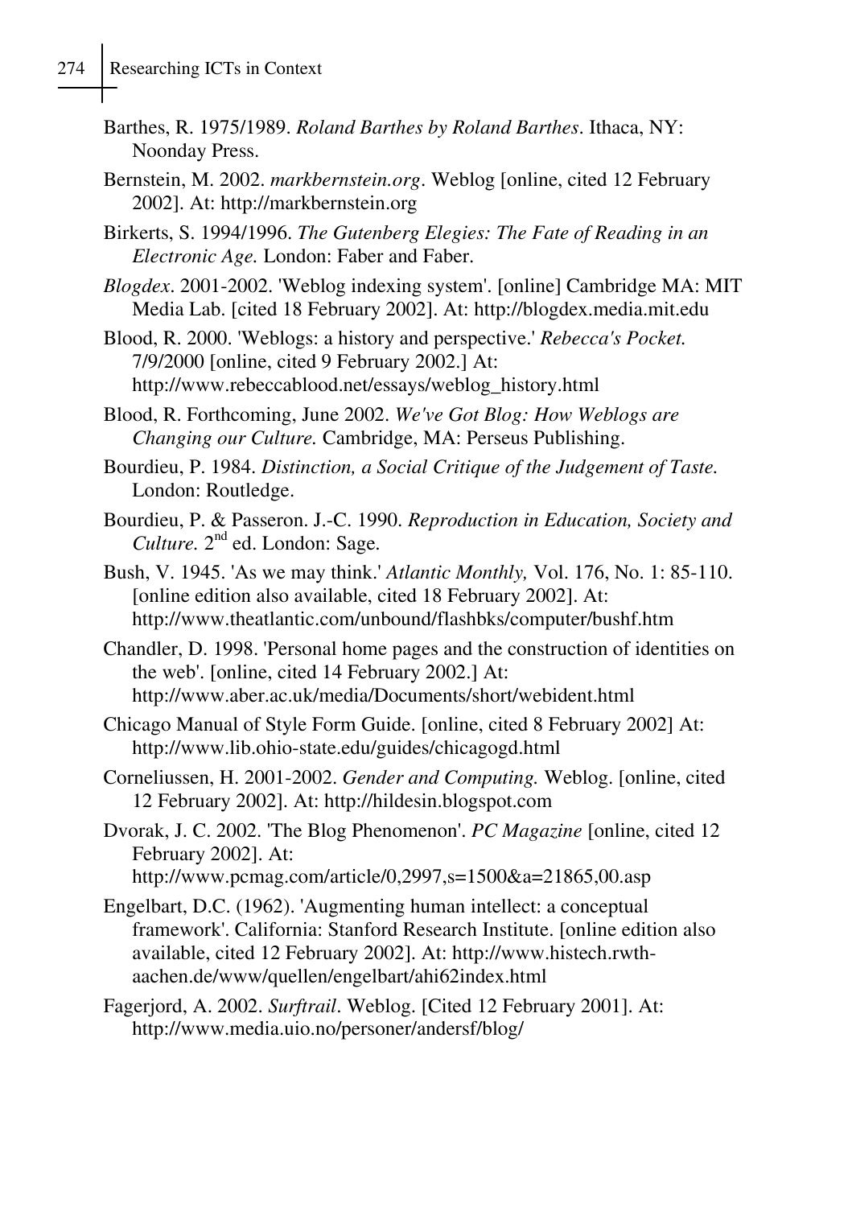Barthes, R. 1975/1989. *Roland Barthes by Roland Barthes*. Ithaca, NY: Noonday Press.

Bernstein, M. 2002. *markbernstein.org*. Weblog [online, cited 12 February 2002]. At: http://markbernstein.org

Birkerts, S. 1994/1996. *The Gutenberg Elegies: The Fate of Reading in an Electronic Age.* London: Faber and Faber.

*Blogdex*. 2001-2002. 'Weblog indexing system'. [online] Cambridge MA: MIT Media Lab. [cited 18 February 2002]. At: http://blogdex.media.mit.edu

Blood, R. 2000. 'Weblogs: a history and perspective.' *Rebecca's Pocket.* 7/9/2000 [online, cited 9 February 2002.] At: http://www.rebeccablood.net/essays/weblog_history.html

Blood, R. Forthcoming, June 2002. *We've Got Blog: How Weblogs are Changing our Culture.* Cambridge, MA: Perseus Publishing.

Bourdieu, P. 1984. *Distinction, a Social Critique of the Judgement of Taste.* London: Routledge.

Bourdieu, P. & Passeron. J.-C. 1990. *Reproduction in Education, Society and Culture.* 2nd ed. London: Sage.

Bush, V. 1945. 'As we may think.' *Atlantic Monthly,* Vol. 176, No. 1: 85-110. [online edition also available, cited 18 February 2002]. At: http://www.theatlantic.com/unbound/flashbks/computer/bushf.htm

Chandler, D. 1998. 'Personal home pages and the construction of identities on the web'. [online, cited 14 February 2002.] At: http://www.aber.ac.uk/media/Documents/short/webident.html

Chicago Manual of Style Form Guide. [online, cited 8 February 2002] At: http://www.lib.ohio-state.edu/guides/chicagogd.html

Corneliussen, H. 2001-2002. *Gender and Computing.* Weblog. [online, cited 12 February 2002]. At: http://hildesin.blogspot.com

Dvorak, J. C. 2002. 'The Blog Phenomenon'. *PC Magazine* [online, cited 12 February 2002]. At: http://www.pcmag.com/article/0,2997,s=1500&a=21865,00.asp

Engelbart, D.C. (1962). 'Augmenting human intellect: a conceptual framework'. California: Stanford Research Institute. [online edition also available, cited 12 February 2002]. At: http://www.histech.rwth-aachen.de/www/quellen/engelbart/ahi62index.html

Fagerjord, A. 2002. *Surftrail*. Weblog. [Cited 12 February 2001]. At: http://www.media.uio.no/personer/andersf/blog/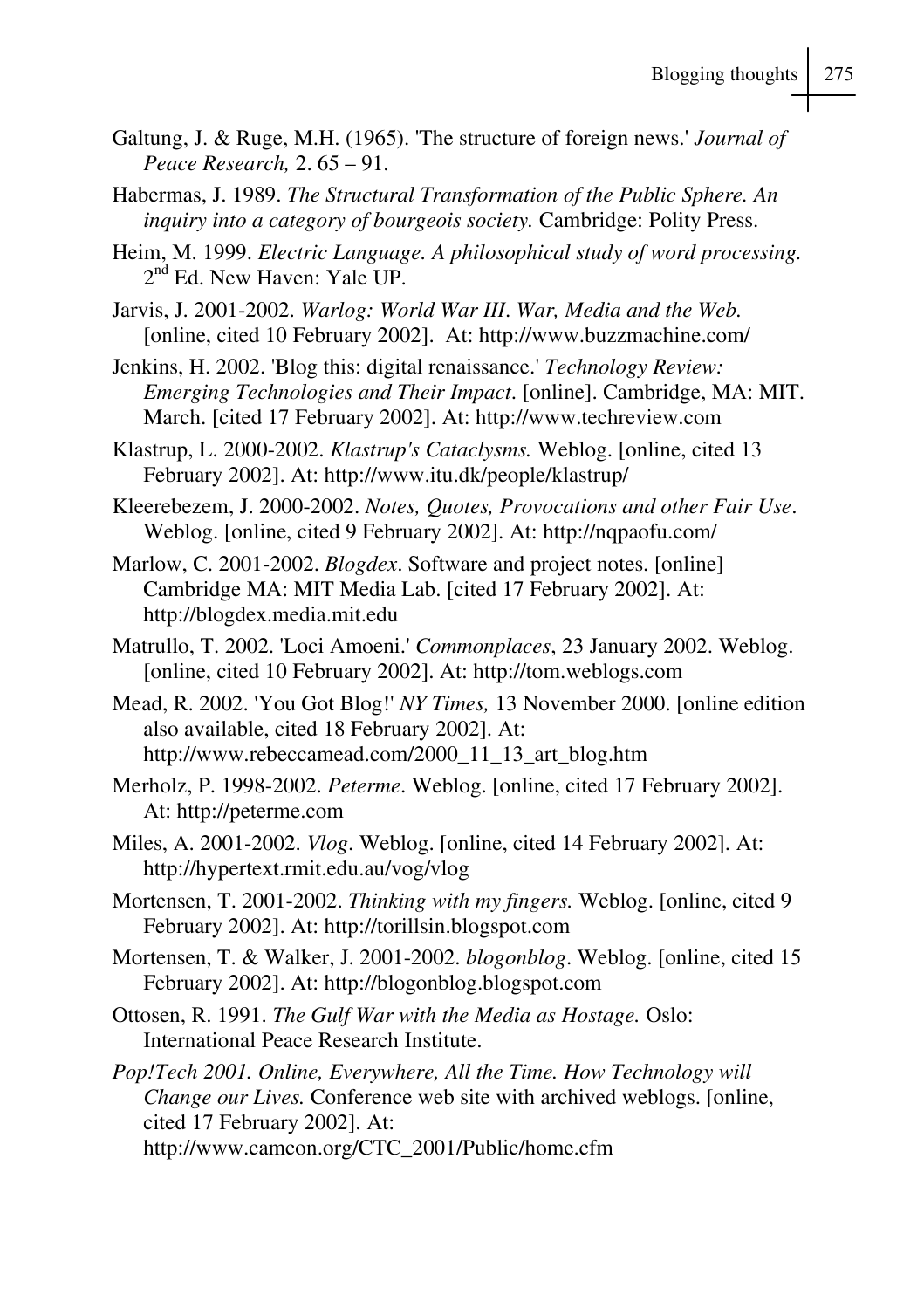Galtung, J. & Ruge, M.H. (1965). 'The structure of foreign news.' *Journal of Peace Research,* 2. 65 – 91.

Habermas, J. 1989. *The Structural Transformation of the Public Sphere. An inquiry into a category of bourgeois society.* Cambridge: Polity Press.

Heim, M. 1999. *Electric Language. A philosophical study of word processing.* 2nd Ed. New Haven: Yale UP.

Jarvis, J. 2001-2002. *Warlog: World War III. War, Media and the Web.* [online, cited 10 February 2002]. At: http://www.buzzmachine.com/

Jenkins, H. 2002. 'Blog this: digital renaissance.' *Technology Review: Emerging Technologies and Their Impact.* [online]. Cambridge, MA: MIT. March. [cited 17 February 2002]. At: http://www.techreview.com

Klastrup, L. 2000-2002. *Klastrup's Cataclysms.* Weblog. [online, cited 13 February 2002]. At: http://www.itu.dk/people/klastrup/

Kleerebezem, J. 2000-2002. *Notes, Quotes, Provocations and other Fair Use.* Weblog. [online, cited 9 February 2002]. At: http://nqpaofu.com/

Marlow, C. 2001-2002. *Blogdex.* Software and project notes. [online] Cambridge MA: MIT Media Lab. [cited 17 February 2002]. At: http://blogdex.media.mit.edu

Matrullo, T. 2002. 'Loci Amoeni.' *Commonplaces*, 23 January 2002. Weblog. [online, cited 10 February 2002]. At: http://tom.weblogs.com

Mead, R. 2002. 'You Got Blog!' *NY Times,* 13 November 2000. [online edition also available, cited 18 February 2002]. At: http://www.rebeccamead.com/2000_11_13_art_blog.htm

Merholz, P. 1998-2002. *Peterme.* Weblog. [online, cited 17 February 2002]. At: http://peterme.com

Miles, A. 2001-2002. *Vlog.* Weblog. [online, cited 14 February 2002]. At: http://hypertext.rmit.edu.au/vog/vlog

Mortensen, T. 2001-2002. *Thinking with my fingers.* Weblog. [online, cited 9 February 2002]. At: http://torillsin.blogspot.com

Mortensen, T. & Walker, J. 2001-2002. *blogonblog.* Weblog. [online, cited 15 February 2002]. At: http://blogonblog.blogspot.com

Ottosen, R. 1991. *The Gulf War with the Media as Hostage.* Oslo: International Peace Research Institute.

*Pop!Tech 2001. Online, Everywhere, All the Time. How Technology will Change our Lives.* Conference web site with archived weblogs. [online, cited 17 February 2002]. At: http://www.camcon.org/CTC_2001/Public/home.cfm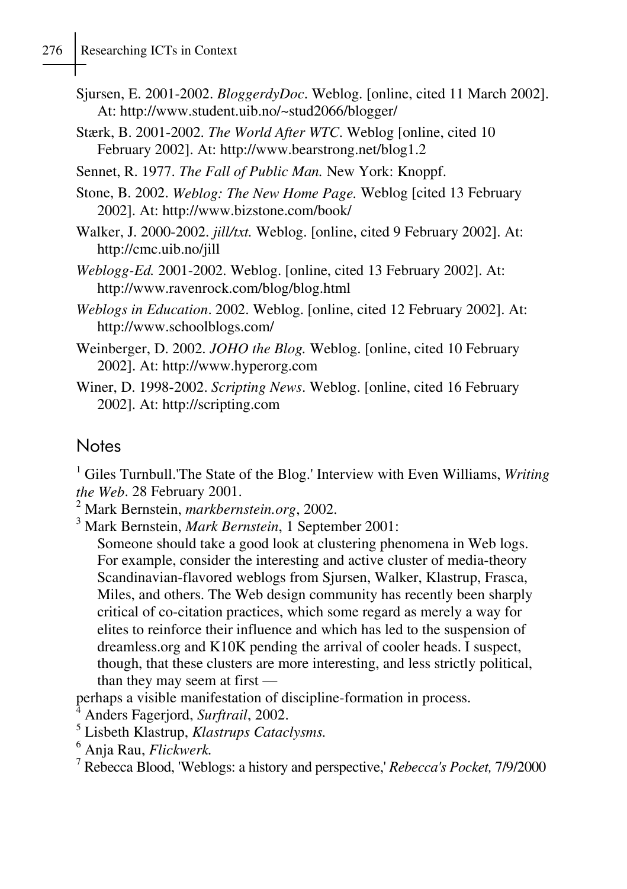Sjursen, E. 2001-2002. *BloggerdyDoc*. Weblog. [online, cited 11 March 2002]. At: http://www.student.uib.no/~stud2066/blogger/

Stærk, B. 2001-2002. *The World After WTC*. Weblog [online, cited 10 February 2002]. At: http://www.bearstrong.net/blog1.2

Sennet, R. 1977. *The Fall of Public Man.* New York: Knoppf.

Stone, B. 2002. *Weblog: The New Home Page.* Weblog [cited 13 February 2002]. At: http://www.bizstone.com/book/

Walker, J. 2000-2002. *jill/txt.* Weblog. [online, cited 9 February 2002]. At: http://cmc.uib.no/jill

*Weblogg-Ed.* 2001-2002. Weblog. [online, cited 13 February 2002]. At: http://www.ravenrock.com/blog/blog.html

*Weblogs in Education*. 2002. Weblog. [online, cited 12 February 2002]. At: http://www.schoolblogs.com/

Weinberger, D. 2002. *JOHO the Blog.* Weblog. [online, cited 10 February 2002]. At: http://www.hyperorg.com

Winer, D. 1998-2002. *Scripting News*. Weblog. [online, cited 16 February 2002]. At: http://scripting.com

## Notes

[1] Giles Turnbull.'The State of the Blog.' Interview with Even Williams, *Writing the Web*. 28 February 2001.

[2] Mark Bernstein, *markbernstein.org*, 2002.

[3] Mark Bernstein, *Mark Bernstein*, 1 September 2001:

> Someone should take a good look at clustering phenomena in Web logs. For example, consider the interesting and active cluster of media-theory Scandinavian-flavored weblogs from Sjursen, Walker, Klastrup, Frasca, Miles, and others. The Web design community has recently been sharply critical of co-citation practices, which some regard as merely a way for elites to reinforce their influence and which has led to the suspension of dreamless.org and K10K pending the arrival of cooler heads. I suspect, though, that these clusters are more interesting, and less strictly political, than they may seem at first —

perhaps a visible manifestation of discipline-formation in process.

[4] Anders Fagerjord, *Surftrail*, 2002.

[5] Lisbeth Klastrup, *Klastrups Cataclysms.*

[6] Anja Rau, *Flickwerk.*

[7] Rebecca Blood, 'Weblogs: a history and perspective,' *Rebecca's Pocket,* 7/9/2000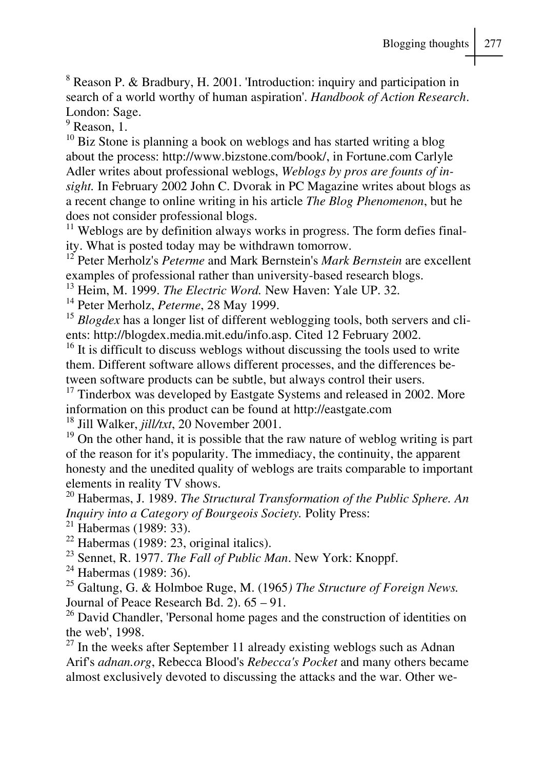[8] Reason P. & Bradbury, H. 2001. 'Introduction: inquiry and participation in search of a world worthy of human aspiration'. *Handbook of Action Research*. London: Sage.

[9] Reason, 1.

[10] Biz Stone is planning a book on weblogs and has started writing a blog about the process: http://www.bizstone.com/book/, in Fortune.com Carlyle Adler writes about professional weblogs, *Weblogs by pros are founts of insight.* In February 2002 John C. Dvorak in PC Magazine writes about blogs as a recent change to online writing in his article *The Blog Phenomenon*, but he does not consider professional blogs.

[11] Weblogs are by definition always works in progress. The form defies finality. What is posted today may be withdrawn tomorrow.

[12] Peter Merholz's *Peterme* and Mark Bernstein's *Mark Bernstein* are excellent examples of professional rather than university-based research blogs.

[13] Heim, M. 1999. *The Electric Word.* New Haven: Yale UP. 32.

[14] Peter Merholz, *Peterme*, 28 May 1999.

[15] *Blogdex* has a longer list of different weblogging tools, both servers and clients: http://blogdex.media.mit.edu/info.asp. Cited 12 February 2002.

[16] It is difficult to discuss weblogs without discussing the tools used to write them. Different software allows different processes, and the differences between software products can be subtle, but always control their users.

[17] Tinderbox was developed by Eastgate Systems and released in 2002. More information on this product can be found at http://eastgate.com

[18] Jill Walker, *jill/txt*, 20 November 2001.

[19] On the other hand, it is possible that the raw nature of weblog writing is part of the reason for it's popularity. The immediacy, the continuity, the apparent honesty and the unedited quality of weblogs are traits comparable to important elements in reality TV shows.

[20] Habermas, J. 1989. *The Structural Transformation of the Public Sphere. An Inquiry into a Category of Bourgeois Society.* Polity Press:

[21] Habermas (1989: 33).

[22] Habermas (1989: 23, original italics).

[23] Sennet, R. 1977. *The Fall of Public Man*. New York: Knoppf.

[24] Habermas (1989: 36).

[25] Galtung, G. & Holmboe Ruge, M. (1965*) The Structure of Foreign News.* Journal of Peace Research Bd. 2). 65 – 91.

[26] David Chandler, 'Personal home pages and the construction of identities on the web', 1998.

[27] In the weeks after September 11 already existing weblogs such as Adnan Arif's *adnan.org*, Rebecca Blood's *Rebecca's Pocket* and many others became almost exclusively devoted to discussing the attacks and the war. Other we-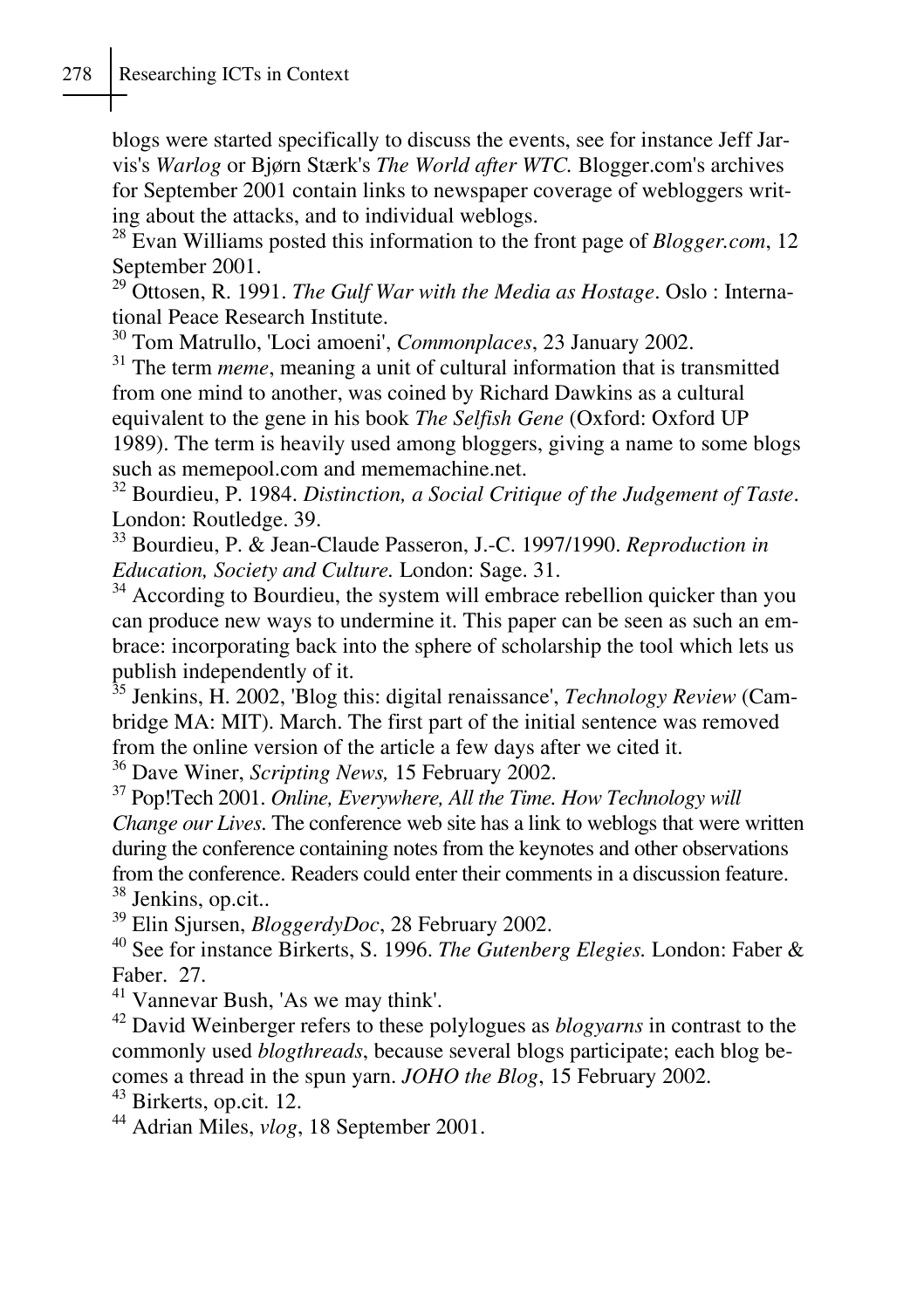blogs were started specifically to discuss the events, see for instance Jeff Jarvis's *Warlog* or Bjørn Stærk's *The World after WTC.* Blogger.com's archives for September 2001 contain links to newspaper coverage of webloggers writing about the attacks, and to individual weblogs.

[28] Evan Williams posted this information to the front page of *Blogger.com*, 12 September 2001.

[29] Ottosen, R. 1991. *The Gulf War with the Media as Hostage*. Oslo : International Peace Research Institute.

[30] Tom Matrullo, 'Loci amoeni', *Commonplaces*, 23 January 2002.

[31] The term *meme*, meaning a unit of cultural information that is transmitted from one mind to another, was coined by Richard Dawkins as a cultural equivalent to the gene in his book *The Selfish Gene* (Oxford: Oxford UP 1989). The term is heavily used among bloggers, giving a name to some blogs such as memepool.com and mememachine.net.

[32] Bourdieu, P. 1984. *Distinction, a Social Critique of the Judgement of Taste*. London: Routledge. 39.

[33] Bourdieu, P. & Jean-Claude Passeron, J.-C. 1997/1990. *Reproduction in Education, Society and Culture.* London: Sage. 31.

[34] According to Bourdieu, the system will embrace rebellion quicker than you can produce new ways to undermine it. This paper can be seen as such an embrace: incorporating back into the sphere of scholarship the tool which lets us publish independently of it.

[35] Jenkins, H. 2002, 'Blog this: digital renaissance', *Technology Review* (Cambridge MA: MIT). March. The first part of the initial sentence was removed from the online version of the article a few days after we cited it.

[36] Dave Winer, *Scripting News,* 15 February 2002.

[37] Pop!Tech 2001. *Online, Everywhere, All the Time. How Technology will Change our Lives.* The conference web site has a link to weblogs that were written during the conference containing notes from the keynotes and other observations from the conference. Readers could enter their comments in a discussion feature.

[38] Jenkins, op.cit..

[39] Elin Sjursen, *BloggerdyDoc*, 28 February 2002.

[40] See for instance Birkerts, S. 1996. *The Gutenberg Elegies.* London: Faber & Faber. 27.

[41] Vannevar Bush, 'As we may think'.

[42] David Weinberger refers to these polylogues as *blogyarns* in contrast to the commonly used *blogthreads*, because several blogs participate; each blog becomes a thread in the spun yarn. *JOHO the Blog*, 15 February 2002.

[43] Birkerts, op.cit. 12.

[44] Adrian Miles, *vlog*, 18 September 2001.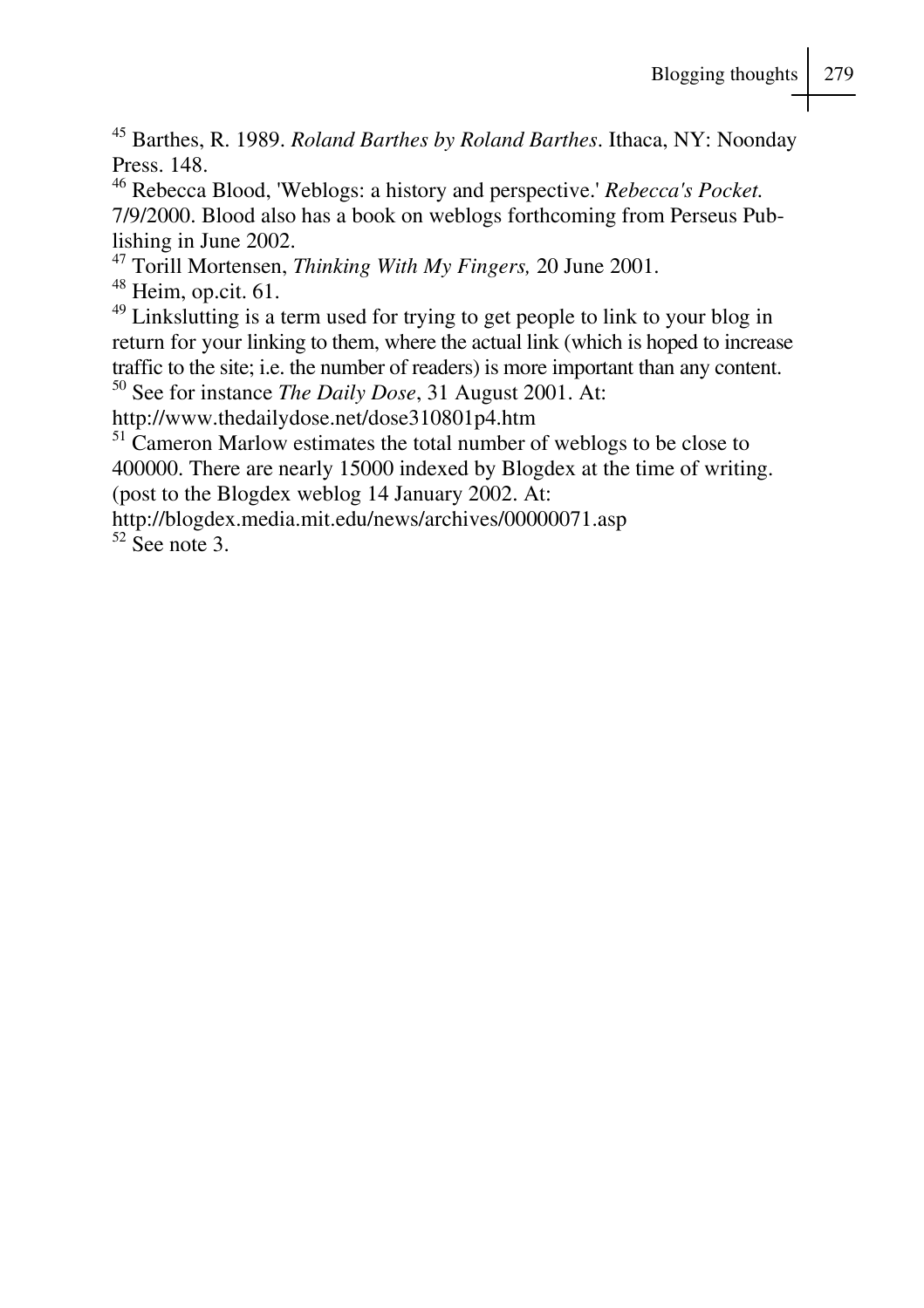[45] Barthes, R. 1989. *Roland Barthes by Roland Barthes*. Ithaca, NY: Noonday Press. 148.

[46] Rebecca Blood, 'Weblogs: a history and perspective.' *Rebecca's Pocket.* 7/9/2000. Blood also has a book on weblogs forthcoming from Perseus Publishing in June 2002.

[47] Torill Mortensen, *Thinking With My Fingers,* 20 June 2001.

[48] Heim, op.cit. 61.

[49] Linkslutting is a term used for trying to get people to link to your blog in return for your linking to them, where the actual link (which is hoped to increase traffic to the site; i.e. the number of readers) is more important than any content.

[50] See for instance *The Daily Dose*, 31 August 2001. At: http://www.thedailydose.net/dose310801p4.htm

[51] Cameron Marlow estimates the total number of weblogs to be close to 400000. There are nearly 15000 indexed by Blogdex at the time of writing. (post to the Blogdex weblog 14 January 2002. At: http://blogdex.media.mit.edu/news/archives/00000071.asp

[52] See note 3.